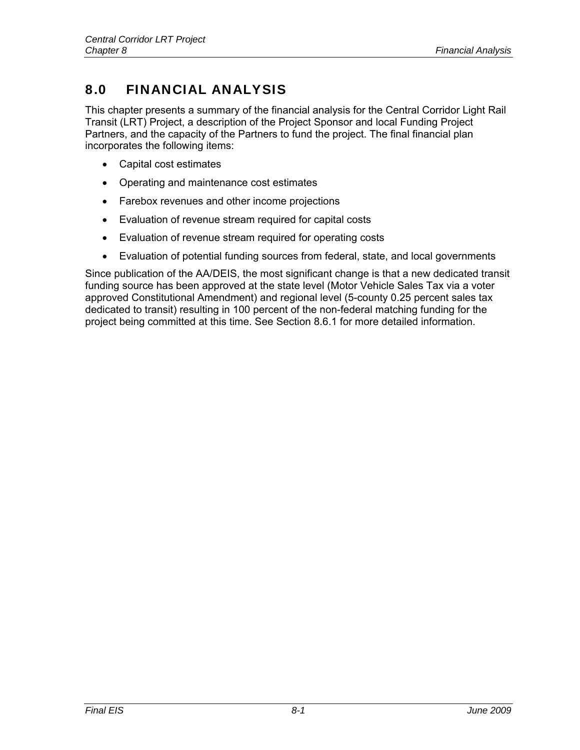# 8.0 FINANCIAL ANALYSIS

This chapter presents a summary of the financial analysis for the Central Corridor Light Rail Transit (LRT) Project, a description of the Project Sponsor and local Funding Project Partners, and the capacity of the Partners to fund the project. The final financial plan incorporates the following items:

- Capital cost estimates
- Operating and maintenance cost estimates
- Farebox revenues and other income projections
- Evaluation of revenue stream required for capital costs
- Evaluation of revenue stream required for operating costs
- Evaluation of potential funding sources from federal, state, and local governments

Since publication of the AA/DEIS, the most significant change is that a new dedicated transit funding source has been approved at the state level (Motor Vehicle Sales Tax via a voter approved Constitutional Amendment) and regional level (5-county 0.25 percent sales tax dedicated to transit) resulting in 100 percent of the non-federal matching funding for the project being committed at this time. See Section 8.6.1 for more detailed information.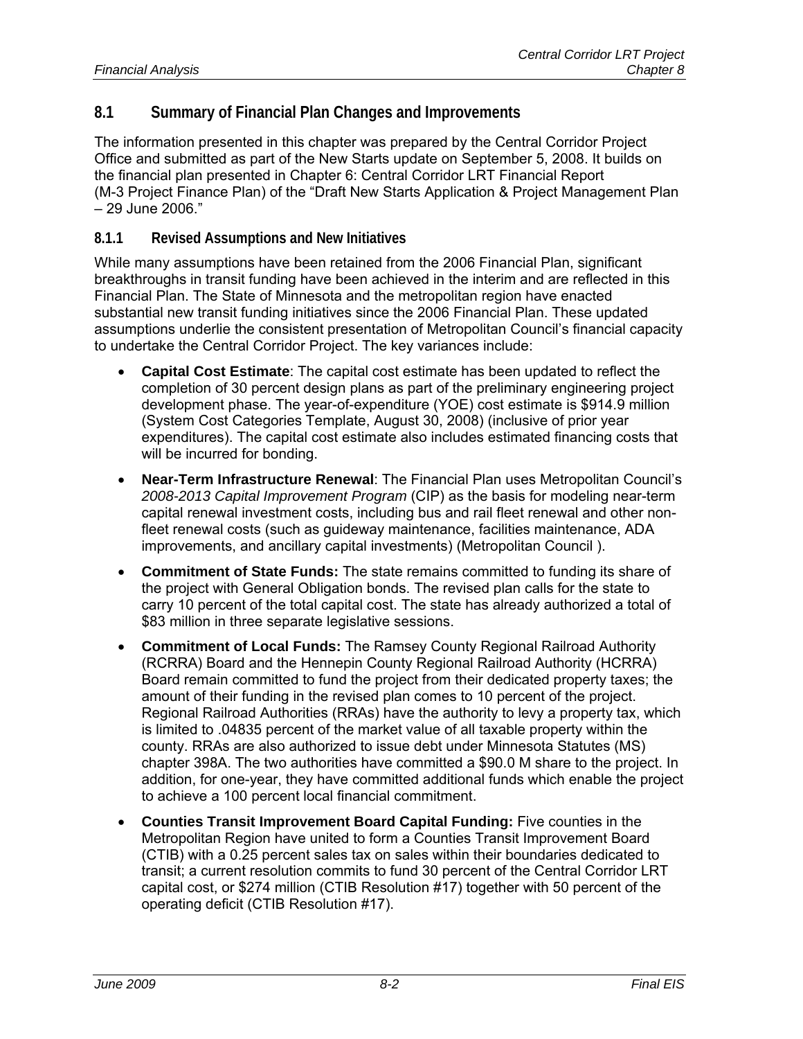## 8.1 Summary of Financial Plan Changes and Improvements

The information presented in this chapter was prepared by the Central Corridor Project Office and submitted as part of the New Starts update on September 5, 2008. It builds on the financial plan presented in Chapter 6: Central Corridor LRT Financial Report (M-3 Project Finance Plan) of the "Draft New Starts Application & Project Management Plan – 29 June 2006."

### 8.1.1 Revised Assumptions and New Initiatives

While many assumptions have been retained from the 2006 Financial Plan, significant breakthroughs in transit funding have been achieved in the interim and are reflected in this Financial Plan. The State of Minnesota and the metropolitan region have enacted substantial new transit funding initiatives since the 2006 Financial Plan. These updated assumptions underlie the consistent presentation of Metropolitan Council's financial capacity to undertake the Central Corridor Project. The key variances include:

- **Capital Cost Estimate**: The capital cost estimate has been updated to reflect the completion of 30 percent design plans as part of the preliminary engineering project development phase. The year-of-expenditure (YOE) cost estimate is $914.9 million (System Cost Categories Template, August 30, 2008) (inclusive of prior year expenditures). The capital cost estimate also includes estimated financing costs that will be incurred for bonding.
- **Near-Term Infrastructure Renewal**: The Financial Plan uses Metropolitan Council's *2008-2013 Capital Improvement Program* (CIP) as the basis for modeling near-term capital renewal investment costs, including bus and rail fleet renewal and other non-fleet renewal costs (such as guideway maintenance, facilities maintenance, ADA improvements, and ancillary capital investments) (Metropolitan Council ).
- **Commitment of State Funds:** The state remains committed to funding its share of the project with General Obligation bonds. The revised plan calls for the state to carry 10 percent of the total capital cost. The state has already authorized a total of $83 million in three separate legislative sessions.
- **Commitment of Local Funds:** The Ramsey County Regional Railroad Authority (RCRRA) Board and the Hennepin County Regional Railroad Authority (HCRRA) Board remain committed to fund the project from their dedicated property taxes; the amount of their funding in the revised plan comes to 10 percent of the project. Regional Railroad Authorities (RRAs) have the authority to levy a property tax, which is limited to .04835 percent of the market value of all taxable property within the county. RRAs are also authorized to issue debt under Minnesota Statutes (MS) chapter 398A. The two authorities have committed a $90.0 M share to the project. In addition, for one-year, they have committed additional funds which enable the project to achieve a 100 percent local financial commitment.
- **Counties Transit Improvement Board Capital Funding:** Five counties in the Metropolitan Region have united to form a Counties Transit Improvement Board (CTIB) with a 0.25 percent sales tax on sales within their boundaries dedicated to transit; a current resolution commits to fund 30 percent of the Central Corridor LRT capital cost, or $274 million (CTIB Resolution #17) together with 50 percent of the operating deficit (CTIB Resolution #17).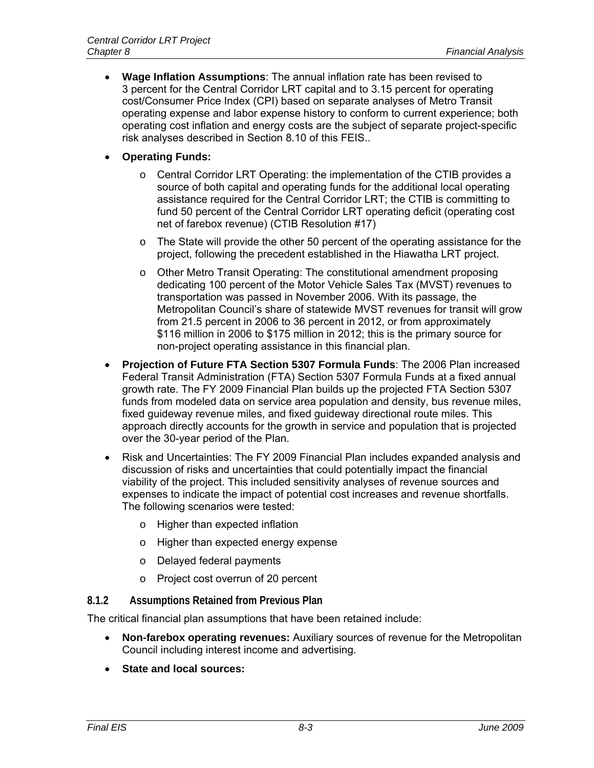- **Wage Inflation Assumptions**: The annual inflation rate has been revised to 3 percent for the Central Corridor LRT capital and to 3.15 percent for operating cost/Consumer Price Index (CPI) based on separate analyses of Metro Transit operating expense and labor expense history to conform to current experience; both operating cost inflation and energy costs are the subject of separate project-specific risk analyses described in Section 8.10 of this FEIS..
- **Operating Funds:**
  - Central Corridor LRT Operating: the implementation of the CTIB provides a source of both capital and operating funds for the additional local operating assistance required for the Central Corridor LRT; the CTIB is committing to fund 50 percent of the Central Corridor LRT operating deficit (operating cost net of farebox revenue) (CTIB Resolution #17)
  - The State will provide the other 50 percent of the operating assistance for the project, following the precedent established in the Hiawatha LRT project.
  - Other Metro Transit Operating: The constitutional amendment proposing dedicating 100 percent of the Motor Vehicle Sales Tax (MVST) revenues to transportation was passed in November 2006. With its passage, the Metropolitan Council's share of statewide MVST revenues for transit will grow from 21.5 percent in 2006 to 36 percent in 2012, or from approximately $116 million in 2006 to $175 million in 2012; this is the primary source for non-project operating assistance in this financial plan.
- **Projection of Future FTA Section 5307 Formula Funds**: The 2006 Plan increased Federal Transit Administration (FTA) Section 5307 Formula Funds at a fixed annual growth rate. The FY 2009 Financial Plan builds up the projected FTA Section 5307 funds from modeled data on service area population and density, bus revenue miles, fixed guideway revenue miles, and fixed guideway directional route miles. This approach directly accounts for the growth in service and population that is projected over the 30-year period of the Plan.
- Risk and Uncertainties: The FY 2009 Financial Plan includes expanded analysis and discussion of risks and uncertainties that could potentially impact the financial viability of the project. This included sensitivity analyses of revenue sources and expenses to indicate the impact of potential cost increases and revenue shortfalls. The following scenarios were tested:
  - Higher than expected inflation
  - Higher than expected energy expense
  - Delayed federal payments
  - Project cost overrun of 20 percent

### 8.1.2 Assumptions Retained from Previous Plan

The critical financial plan assumptions that have been retained include:

- **Non-farebox operating revenues:** Auxiliary sources of revenue for the Metropolitan Council including interest income and advertising.
- **State and local sources:**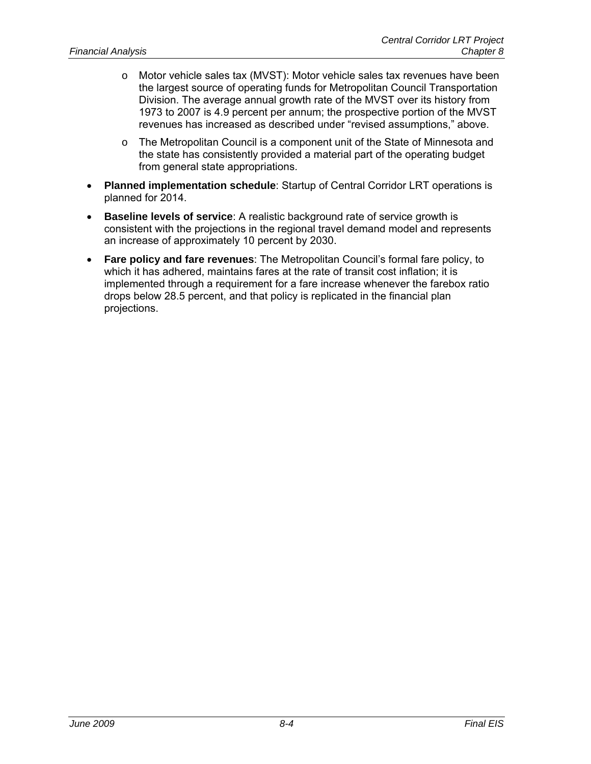- Motor vehicle sales tax (MVST): Motor vehicle sales tax revenues have been the largest source of operating funds for Metropolitan Council Transportation Division. The average annual growth rate of the MVST over its history from 1973 to 2007 is 4.9 percent per annum; the prospective portion of the MVST revenues has increased as described under "revised assumptions," above.
- The Metropolitan Council is a component unit of the State of Minnesota and the state has consistently provided a material part of the operating budget from general state appropriations.

- **Planned implementation schedule**: Startup of Central Corridor LRT operations is planned for 2014.
- **Baseline levels of service**: A realistic background rate of service growth is consistent with the projections in the regional travel demand model and represents an increase of approximately 10 percent by 2030.
- **Fare policy and fare revenues**: The Metropolitan Council's formal fare policy, to which it has adhered, maintains fares at the rate of transit cost inflation; it is implemented through a requirement for a fare increase whenever the farebox ratio drops below 28.5 percent, and that policy is replicated in the financial plan projections.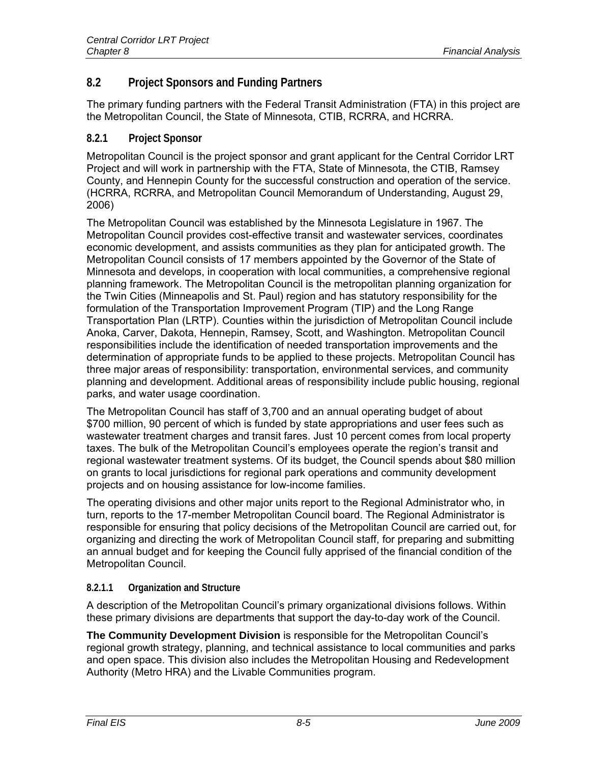## 8.2 Project Sponsors and Funding Partners

The primary funding partners with the Federal Transit Administration (FTA) in this project are the Metropolitan Council, the State of Minnesota, CTIB, RCRRA, and HCRRA.

### 8.2.1 Project Sponsor

Metropolitan Council is the project sponsor and grant applicant for the Central Corridor LRT Project and will work in partnership with the FTA, State of Minnesota, the CTIB, Ramsey County, and Hennepin County for the successful construction and operation of the service. (HCRRA, RCRRA, and Metropolitan Council Memorandum of Understanding, August 29, 2006)

The Metropolitan Council was established by the Minnesota Legislature in 1967. The Metropolitan Council provides cost-effective transit and wastewater services, coordinates economic development, and assists communities as they plan for anticipated growth. The Metropolitan Council consists of 17 members appointed by the Governor of the State of Minnesota and develops, in cooperation with local communities, a comprehensive regional planning framework. The Metropolitan Council is the metropolitan planning organization for the Twin Cities (Minneapolis and St. Paul) region and has statutory responsibility for the formulation of the Transportation Improvement Program (TIP) and the Long Range Transportation Plan (LRTP). Counties within the jurisdiction of Metropolitan Council include Anoka, Carver, Dakota, Hennepin, Ramsey, Scott, and Washington. Metropolitan Council responsibilities include the identification of needed transportation improvements and the determination of appropriate funds to be applied to these projects. Metropolitan Council has three major areas of responsibility: transportation, environmental services, and community planning and development. Additional areas of responsibility include public housing, regional parks, and water usage coordination.

The Metropolitan Council has staff of 3,700 and an annual operating budget of about $700 million, 90 percent of which is funded by state appropriations and user fees such as wastewater treatment charges and transit fares. Just 10 percent comes from local property taxes. The bulk of the Metropolitan Council's employees operate the region's transit and regional wastewater treatment systems. Of its budget, the Council spends about $80 million on grants to local jurisdictions for regional park operations and community development projects and on housing assistance for low-income families.

The operating divisions and other major units report to the Regional Administrator who, in turn, reports to the 17-member Metropolitan Council board. The Regional Administrator is responsible for ensuring that policy decisions of the Metropolitan Council are carried out, for organizing and directing the work of Metropolitan Council staff, for preparing and submitting an annual budget and for keeping the Council fully apprised of the financial condition of the Metropolitan Council.

#### 8.2.1.1 Organization and Structure

A description of the Metropolitan Council's primary organizational divisions follows. Within these primary divisions are departments that support the day-to-day work of the Council.

**The Community Development Division** is responsible for the Metropolitan Council's regional growth strategy, planning, and technical assistance to local communities and parks and open space. This division also includes the Metropolitan Housing and Redevelopment Authority (Metro HRA) and the Livable Communities program.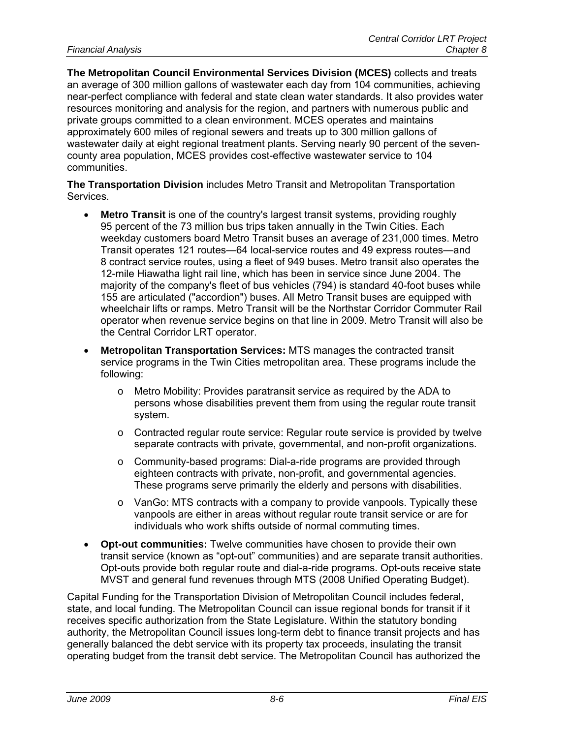**The Metropolitan Council Environmental Services Division (MCES)** collects and treats an average of 300 million gallons of wastewater each day from 104 communities, achieving near-perfect compliance with federal and state clean water standards. It also provides water resources monitoring and analysis for the region, and partners with numerous public and private groups committed to a clean environment. MCES operates and maintains approximately 600 miles of regional sewers and treats up to 300 million gallons of wastewater daily at eight regional treatment plants. Serving nearly 90 percent of the seven-county area population, MCES provides cost-effective wastewater service to 104 communities.

**The Transportation Division** includes Metro Transit and Metropolitan Transportation Services.

- **Metro Transit** is one of the country's largest transit systems, providing roughly 95 percent of the 73 million bus trips taken annually in the Twin Cities. Each weekday customers board Metro Transit buses an average of 231,000 times. Metro Transit operates 121 routes—64 local-service routes and 49 express routes—and 8 contract service routes, using a fleet of 949 buses. Metro transit also operates the 12-mile Hiawatha light rail line, which has been in service since June 2004. The majority of the company's fleet of bus vehicles (794) is standard 40-foot buses while 155 are articulated ("accordion") buses. All Metro Transit buses are equipped with wheelchair lifts or ramps. Metro Transit will be the Northstar Corridor Commuter Rail operator when revenue service begins on that line in 2009. Metro Transit will also be the Central Corridor LRT operator.
- **Metropolitan Transportation Services:** MTS manages the contracted transit service programs in the Twin Cities metropolitan area. These programs include the following:
  - Metro Mobility: Provides paratransit service as required by the ADA to persons whose disabilities prevent them from using the regular route transit system.
  - Contracted regular route service: Regular route service is provided by twelve separate contracts with private, governmental, and non-profit organizations.
  - Community-based programs: Dial-a-ride programs are provided through eighteen contracts with private, non-profit, and governmental agencies. These programs serve primarily the elderly and persons with disabilities.
  - VanGo: MTS contracts with a company to provide vanpools. Typically these vanpools are either in areas without regular route transit service or are for individuals who work shifts outside of normal commuting times.
- **Opt-out communities:** Twelve communities have chosen to provide their own transit service (known as "opt-out" communities) and are separate transit authorities. Opt-outs provide both regular route and dial-a-ride programs. Opt-outs receive state MVST and general fund revenues through MTS (2008 Unified Operating Budget).

Capital Funding for the Transportation Division of Metropolitan Council includes federal, state, and local funding. The Metropolitan Council can issue regional bonds for transit if it receives specific authorization from the State Legislature. Within the statutory bonding authority, the Metropolitan Council issues long-term debt to finance transit projects and has generally balanced the debt service with its property tax proceeds, insulating the transit operating budget from the transit debt service. The Metropolitan Council has authorized the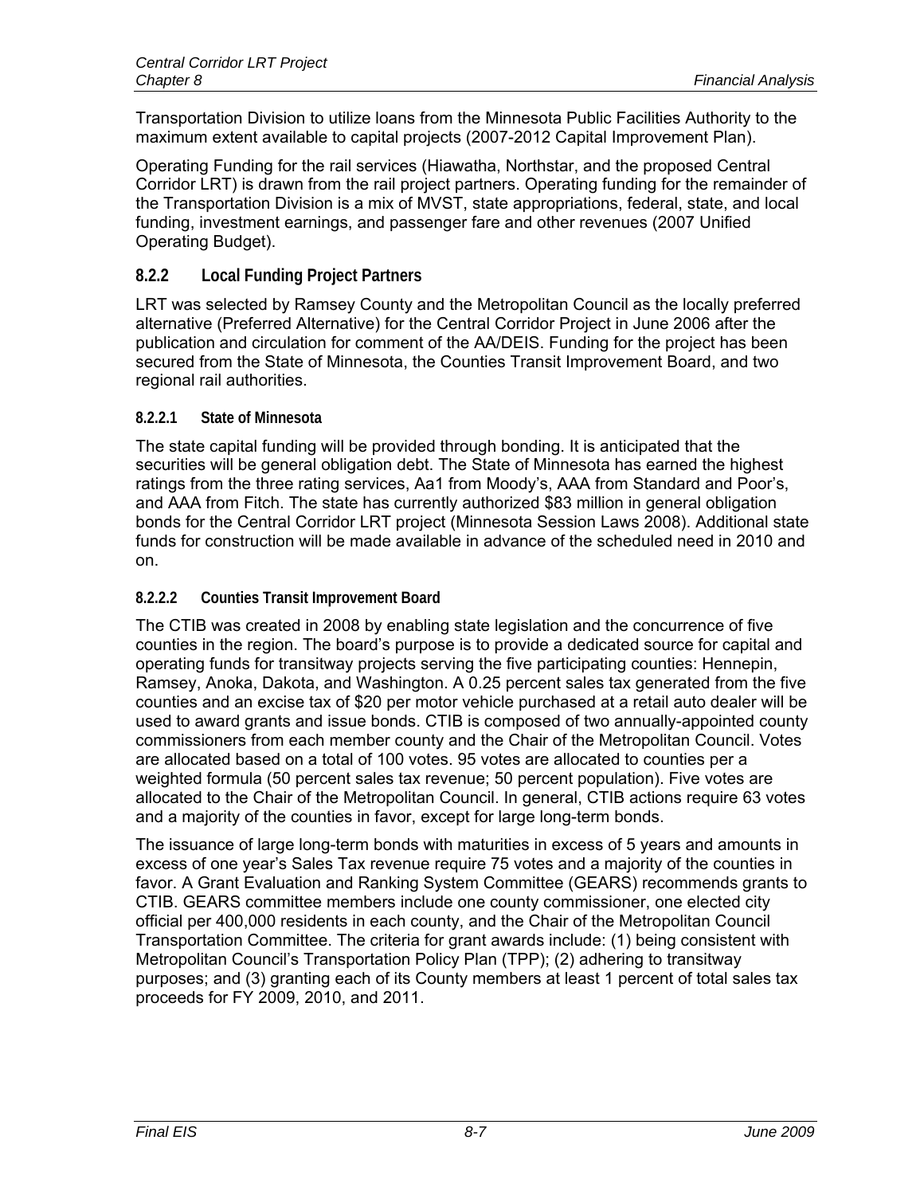Transportation Division to utilize loans from the Minnesota Public Facilities Authority to the maximum extent available to capital projects (2007-2012 Capital Improvement Plan).

Operating Funding for the rail services (Hiawatha, Northstar, and the proposed Central Corridor LRT) is drawn from the rail project partners. Operating funding for the remainder of the Transportation Division is a mix of MVST, state appropriations, federal, state, and local funding, investment earnings, and passenger fare and other revenues (2007 Unified Operating Budget).

### 8.2.2 Local Funding Project Partners

LRT was selected by Ramsey County and the Metropolitan Council as the locally preferred alternative (Preferred Alternative) for the Central Corridor Project in June 2006 after the publication and circulation for comment of the AA/DEIS. Funding for the project has been secured from the State of Minnesota, the Counties Transit Improvement Board, and two regional rail authorities.

#### 8.2.2.1 State of Minnesota

The state capital funding will be provided through bonding. It is anticipated that the securities will be general obligation debt. The State of Minnesota has earned the highest ratings from the three rating services, Aa1 from Moody's, AAA from Standard and Poor's, and AAA from Fitch. The state has currently authorized $83 million in general obligation bonds for the Central Corridor LRT project (Minnesota Session Laws 2008). Additional state funds for construction will be made available in advance of the scheduled need in 2010 and on.

#### 8.2.2.2 Counties Transit Improvement Board

The CTIB was created in 2008 by enabling state legislation and the concurrence of five counties in the region. The board's purpose is to provide a dedicated source for capital and operating funds for transitway projects serving the five participating counties: Hennepin, Ramsey, Anoka, Dakota, and Washington. A 0.25 percent sales tax generated from the five counties and an excise tax of $20 per motor vehicle purchased at a retail auto dealer will be used to award grants and issue bonds. CTIB is composed of two annually-appointed county commissioners from each member county and the Chair of the Metropolitan Council. Votes are allocated based on a total of 100 votes. 95 votes are allocated to counties per a weighted formula (50 percent sales tax revenue; 50 percent population). Five votes are allocated to the Chair of the Metropolitan Council. In general, CTIB actions require 63 votes and a majority of the counties in favor, except for large long-term bonds.

The issuance of large long-term bonds with maturities in excess of 5 years and amounts in excess of one year's Sales Tax revenue require 75 votes and a majority of the counties in favor. A Grant Evaluation and Ranking System Committee (GEARS) recommends grants to CTIB. GEARS committee members include one county commissioner, one elected city official per 400,000 residents in each county, and the Chair of the Metropolitan Council Transportation Committee. The criteria for grant awards include: (1) being consistent with Metropolitan Council's Transportation Policy Plan (TPP); (2) adhering to transitway purposes; and (3) granting each of its County members at least 1 percent of total sales tax proceeds for FY 2009, 2010, and 2011.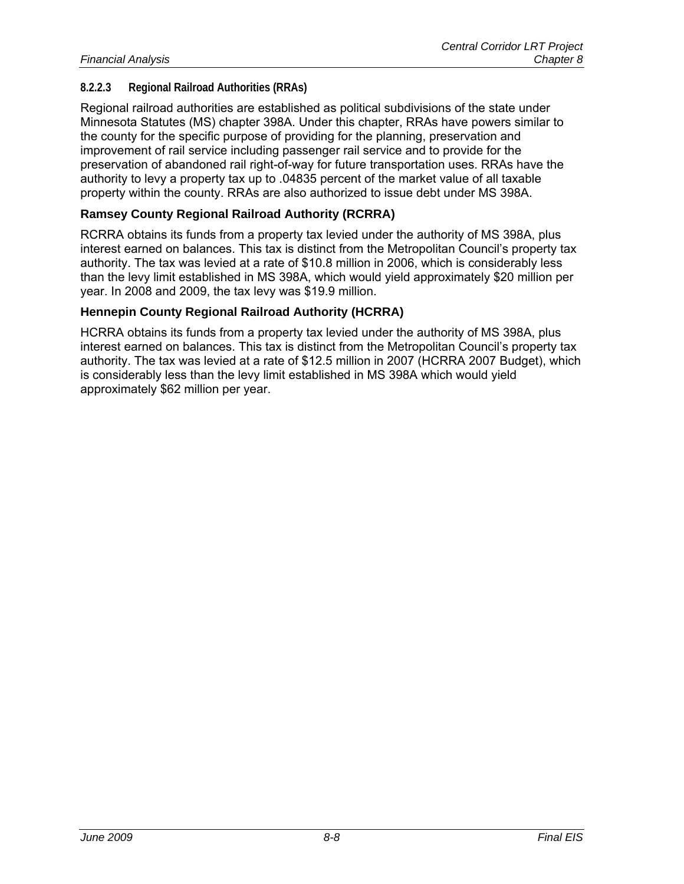#### 8.2.2.3 Regional Railroad Authorities (RRAs)

Regional railroad authorities are established as political subdivisions of the state under Minnesota Statutes (MS) chapter 398A. Under this chapter, RRAs have powers similar to the county for the specific purpose of providing for the planning, preservation and improvement of rail service including passenger rail service and to provide for the preservation of abandoned rail right-of-way for future transportation uses. RRAs have the authority to levy a property tax up to .04835 percent of the market value of all taxable property within the county. RRAs are also authorized to issue debt under MS 398A.

**Ramsey County Regional Railroad Authority (RCRRA)**

RCRRA obtains its funds from a property tax levied under the authority of MS 398A, plus interest earned on balances. This tax is distinct from the Metropolitan Council's property tax authority. The tax was levied at a rate of $10.8 million in 2006, which is considerably less than the levy limit established in MS 398A, which would yield approximately $20 million per year. In 2008 and 2009, the tax levy was $19.9 million.

**Hennepin County Regional Railroad Authority (HCRRA)**

HCRRA obtains its funds from a property tax levied under the authority of MS 398A, plus interest earned on balances. This tax is distinct from the Metropolitan Council's property tax authority. The tax was levied at a rate of $12.5 million in 2007 (HCRRA 2007 Budget), which is considerably less than the levy limit established in MS 398A which would yield approximately $62 million per year.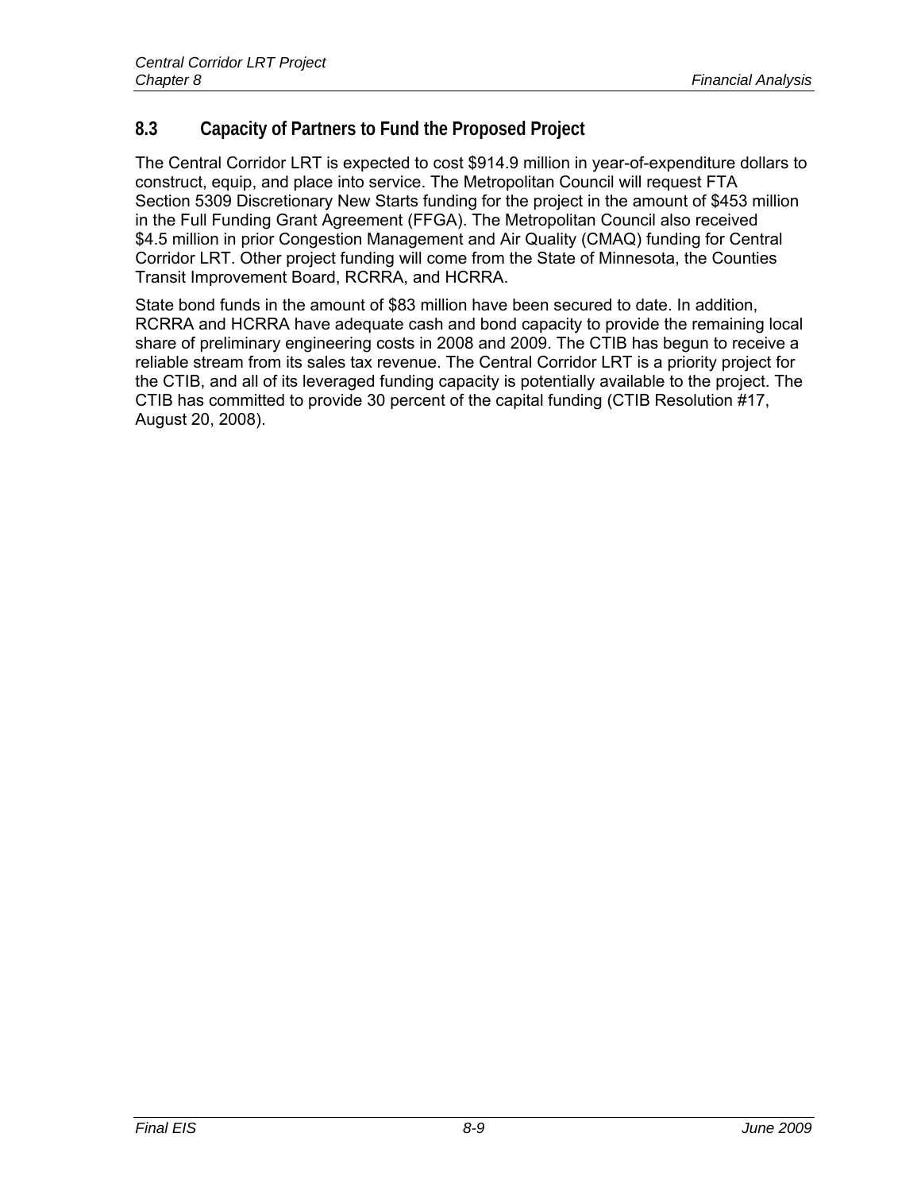## 8.3 Capacity of Partners to Fund the Proposed Project

The Central Corridor LRT is expected to cost $914.9 million in year-of-expenditure dollars to construct, equip, and place into service. The Metropolitan Council will request FTA Section 5309 Discretionary New Starts funding for the project in the amount of $453 million in the Full Funding Grant Agreement (FFGA). The Metropolitan Council also received $4.5 million in prior Congestion Management and Air Quality (CMAQ) funding for Central Corridor LRT. Other project funding will come from the State of Minnesota, the Counties Transit Improvement Board, RCRRA, and HCRRA.

State bond funds in the amount of $83 million have been secured to date. In addition, RCRRA and HCRRA have adequate cash and bond capacity to provide the remaining local share of preliminary engineering costs in 2008 and 2009. The CTIB has begun to receive a reliable stream from its sales tax revenue. The Central Corridor LRT is a priority project for the CTIB, and all of its leveraged funding capacity is potentially available to the project. The CTIB has committed to provide 30 percent of the capital funding (CTIB Resolution #17, August 20, 2008).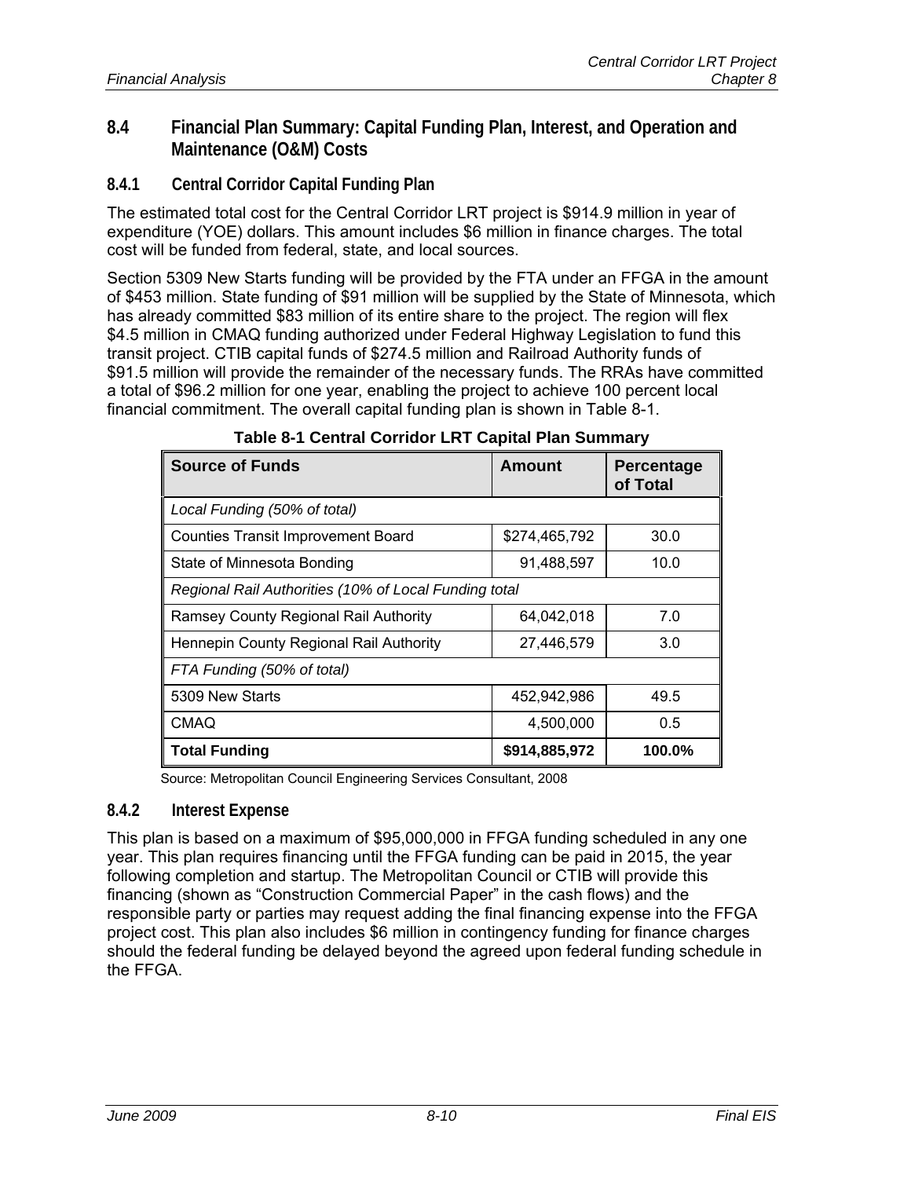## 8.4 Financial Plan Summary: Capital Funding Plan, Interest, and Operation and Maintenance (O&M) Costs

### 8.4.1 Central Corridor Capital Funding Plan

The estimated total cost for the Central Corridor LRT project is $914.9 million in year of expenditure (YOE) dollars. This amount includes $6 million in finance charges. The total cost will be funded from federal, state, and local sources.

Section 5309 New Starts funding will be provided by the FTA under an FFGA in the amount of $453 million. State funding of $91 million will be supplied by the State of Minnesota, which has already committed $83 million of its entire share to the project. The region will flex $4.5 million in CMAQ funding authorized under Federal Highway Legislation to fund this transit project. CTIB capital funds of $274.5 million and Railroad Authority funds of $91.5 million will provide the remainder of the necessary funds. The RRAs have committed a total of $96.2 million for one year, enabling the project to achieve 100 percent local financial commitment. The overall capital funding plan is shown in Table 8-1.

**Table 8-1 Central Corridor LRT Capital Plan Summary**

| Source of Funds | Amount | Percentage of Total |
|---|---|---|
| *Local Funding (50% of total)* | | |
| Counties Transit Improvement Board | $274,465,792 | 30.0 |
| State of Minnesota Bonding | 91,488,597 | 10.0 |
| *Regional Rail Authorities (10% of Local Funding total* | | |
| Ramsey County Regional Rail Authority | 64,042,018 | 7.0 |
| Hennepin County Regional Rail Authority | 27,446,579 | 3.0 |
| *FTA Funding (50% of total)* | | |
| 5309 New Starts | 452,942,986 | 49.5 |
| CMAQ | 4,500,000 | 0.5 |
| **Total Funding** | **$914,885,972** | **100.0%** |

Source: Metropolitan Council Engineering Services Consultant, 2008

### 8.4.2 Interest Expense

This plan is based on a maximum of $95,000,000 in FFGA funding scheduled in any one year. This plan requires financing until the FFGA funding can be paid in 2015, the year following completion and startup. The Metropolitan Council or CTIB will provide this financing (shown as "Construction Commercial Paper" in the cash flows) and the responsible party or parties may request adding the final financing expense into the FFGA project cost. This plan also includes $6 million in contingency funding for finance charges should the federal funding be delayed beyond the agreed upon federal funding schedule in the FFGA.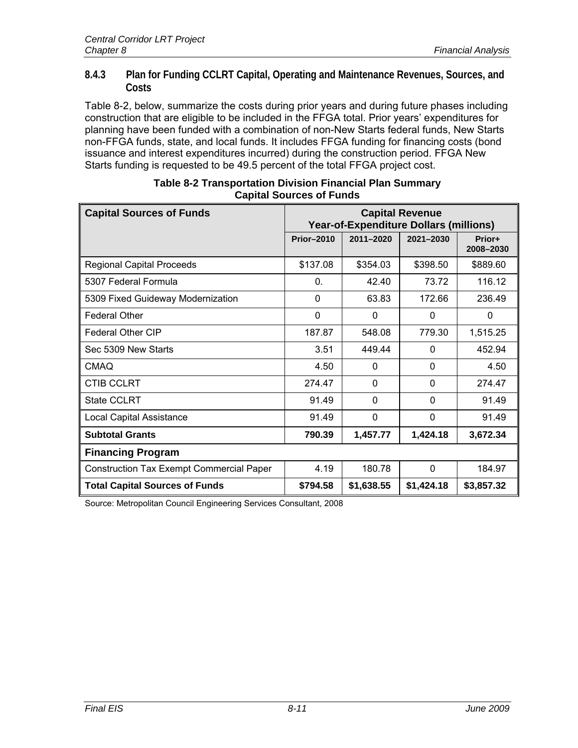### 8.4.3 Plan for Funding CCLRT Capital, Operating and Maintenance Revenues, Sources, and Costs

Table 8-2, below, summarize the costs during prior years and during future phases including construction that are eligible to be included in the FFGA total. Prior years' expenditures for planning have been funded with a combination of non-New Starts federal funds, New Starts non-FFGA funds, state, and local funds. It includes FFGA funding for financing costs (bond issuance and interest expenditures incurred) during the construction period. FFGA New Starts funding is requested to be 49.5 percent of the total FFGA project cost.

**Table 8-2 Transportation Division Financial Plan Summary Capital Sources of Funds**

| Capital Sources of Funds | Capital Revenue Year-of-Expenditure Dollars (millions) | | | |
|---|---|---|---|---|
| | **Prior–2010** | **2011–2020** | **2021–2030** | **Prior+ 2008–2030** |
| Regional Capital Proceeds | $137.08 | $354.03 | $398.50 | $889.60 |
| 5307 Federal Formula | 0. | 42.40 | 73.72 | 116.12 |
| 5309 Fixed Guideway Modernization | 0 | 63.83 | 172.66 | 236.49 |
| Federal Other | 0 | 0 | 0 | 0 |
| Federal Other CIP | 187.87 | 548.08 | 779.30 | 1,515.25 |
| Sec 5309 New Starts | 3.51 | 449.44 | 0 | 452.94 |
| CMAQ | 4.50 | 0 | 0 | 4.50 |
| CTIB CCLRT | 274.47 | 0 | 0 | 274.47 |
| State CCLRT | 91.49 | 0 | 0 | 91.49 |
| Local Capital Assistance | 91.49 | 0 | 0 | 91.49 |
| **Subtotal Grants** | **790.39** | **1,457.77** | **1,424.18** | **3,672.34** |
| **Financing Program** | | | | |
| Construction Tax Exempt Commercial Paper | 4.19 | 180.78 | 0 | 184.97 |
| **Total Capital Sources of Funds** | **$794.58** | **$1,638.55** | **$1,424.18** | **$3,857.32** |

Source: Metropolitan Council Engineering Services Consultant, 2008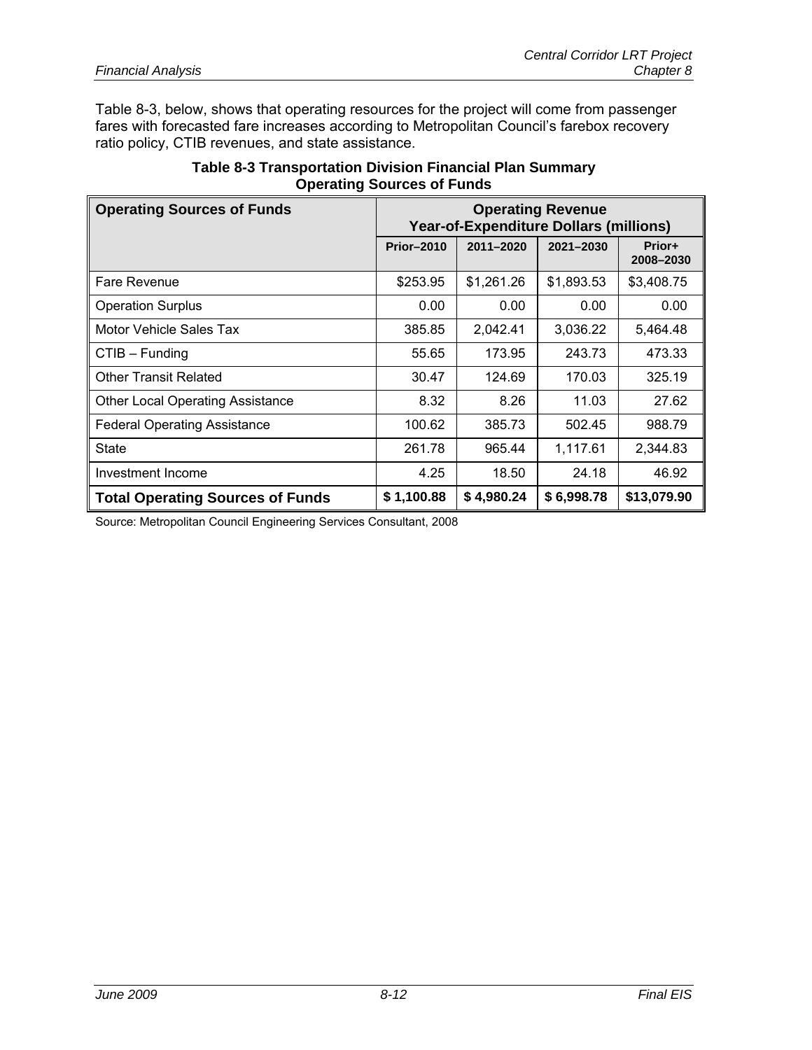Table 8-3, below, shows that operating resources for the project will come from passenger fares with forecasted fare increases according to Metropolitan Council's farebox recovery ratio policy, CTIB revenues, and state assistance.

**Table 8-3 Transportation Division Financial Plan Summary**
**Operating Sources of Funds**

| Operating Sources of Funds | Operating Revenue Year-of-Expenditure Dollars (millions) | | | |
|---|---|---|---|---|
| | Prior–2010 | 2011–2020 | 2021–2030 | Prior+ 2008–2030 |
| Fare Revenue | $253.95 | $1,261.26 | $1,893.53 | $3,408.75 |
| Operation Surplus | 0.00 | 0.00 | 0.00 | 0.00 |
| Motor Vehicle Sales Tax | 385.85 | 2,042.41 | 3,036.22 | 5,464.48 |
| CTIB – Funding | 55.65 | 173.95 | 243.73 | 473.33 |
| Other Transit Related | 30.47 | 124.69 | 170.03 | 325.19 |
| Other Local Operating Assistance | 8.32 | 8.26 | 11.03 | 27.62 |
| Federal Operating Assistance | 100.62 | 385.73 | 502.45 | 988.79 |
| State | 261.78 | 965.44 | 1,117.61 | 2,344.83 |
| Investment Income | 4.25 | 18.50 | 24.18 | 46.92 |
| **Total Operating Sources of Funds** | **$ 1,100.88** | **$ 4,980.24** | **$ 6,998.78** | **$13,079.90** |

Source: Metropolitan Council Engineering Services Consultant, 2008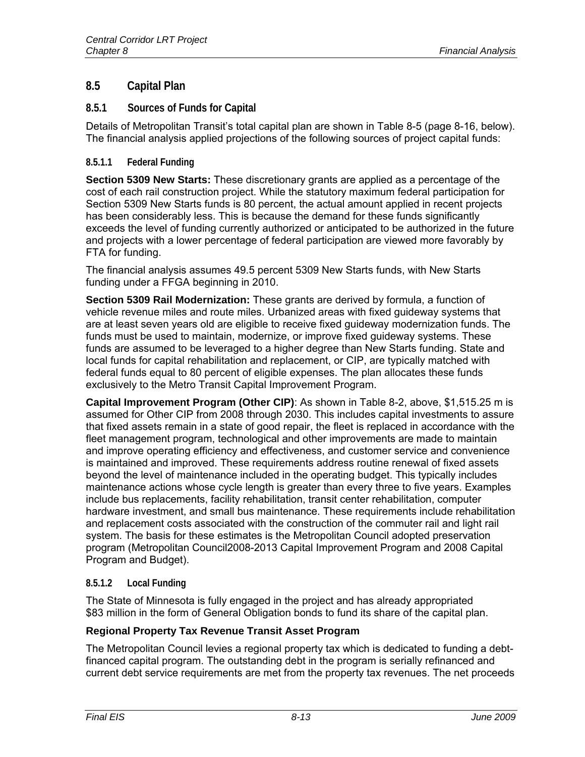## 8.5 Capital Plan

### 8.5.1 Sources of Funds for Capital

Details of Metropolitan Transit's total capital plan are shown in Table 8-5 (page 8-16, below). The financial analysis applied projections of the following sources of project capital funds:

#### 8.5.1.1 Federal Funding

**Section 5309 New Starts:** These discretionary grants are applied as a percentage of the cost of each rail construction project. While the statutory maximum federal participation for Section 5309 New Starts funds is 80 percent, the actual amount applied in recent projects has been considerably less. This is because the demand for these funds significantly exceeds the level of funding currently authorized or anticipated to be authorized in the future and projects with a lower percentage of federal participation are viewed more favorably by FTA for funding.

The financial analysis assumes 49.5 percent 5309 New Starts funds, with New Starts funding under a FFGA beginning in 2010.

**Section 5309 Rail Modernization:** These grants are derived by formula, a function of vehicle revenue miles and route miles. Urbanized areas with fixed guideway systems that are at least seven years old are eligible to receive fixed guideway modernization funds. The funds must be used to maintain, modernize, or improve fixed guideway systems. These funds are assumed to be leveraged to a higher degree than New Starts funding. State and local funds for capital rehabilitation and replacement, or CIP, are typically matched with federal funds equal to 80 percent of eligible expenses. The plan allocates these funds exclusively to the Metro Transit Capital Improvement Program.

**Capital Improvement Program (Other CIP)**: As shown in Table 8-2, above, $1,515.25 m is assumed for Other CIP from 2008 through 2030. This includes capital investments to assure that fixed assets remain in a state of good repair, the fleet is replaced in accordance with the fleet management program, technological and other improvements are made to maintain and improve operating efficiency and effectiveness, and customer service and convenience is maintained and improved. These requirements address routine renewal of fixed assets beyond the level of maintenance included in the operating budget. This typically includes maintenance actions whose cycle length is greater than every three to five years. Examples include bus replacements, facility rehabilitation, transit center rehabilitation, computer hardware investment, and small bus maintenance. These requirements include rehabilitation and replacement costs associated with the construction of the commuter rail and light rail system. The basis for these estimates is the Metropolitan Council adopted preservation program (Metropolitan Council2008-2013 Capital Improvement Program and 2008 Capital Program and Budget).

#### 8.5.1.2 Local Funding

The State of Minnesota is fully engaged in the project and has already appropriated $83 million in the form of General Obligation bonds to fund its share of the capital plan.

**Regional Property Tax Revenue Transit Asset Program**

The Metropolitan Council levies a regional property tax which is dedicated to funding a debt-financed capital program. The outstanding debt in the program is serially refinanced and current debt service requirements are met from the property tax revenues. The net proceeds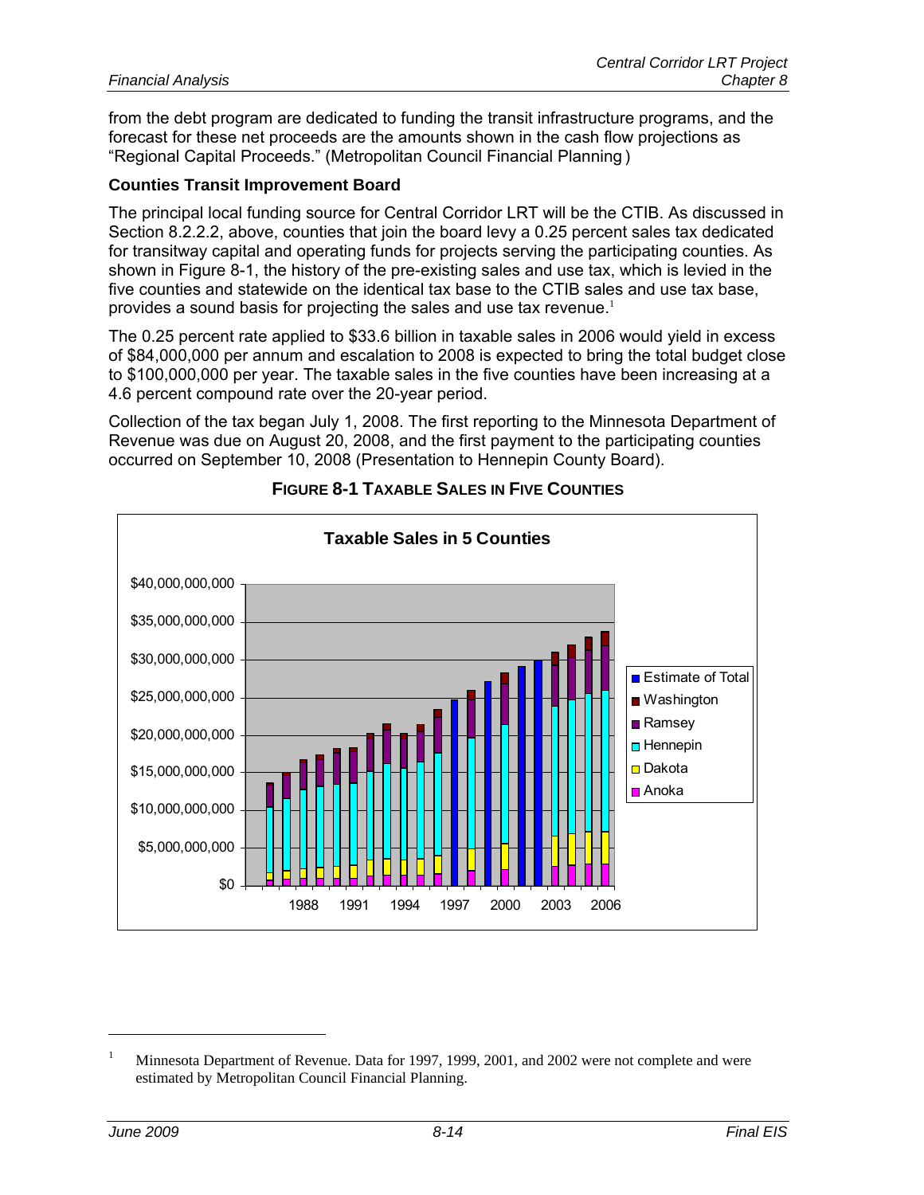from the debt program are dedicated to funding the transit infrastructure programs, and the forecast for these net proceeds are the amounts shown in the cash flow projections as "Regional Capital Proceeds." (Metropolitan Council Financial Planning )

**Counties Transit Improvement Board**

The principal local funding source for Central Corridor LRT will be the CTIB. As discussed in Section 8.2.2.2, above, counties that join the board levy a 0.25 percent sales tax dedicated for transitway capital and operating funds for projects serving the participating counties. As shown in Figure 8-1, the history of the pre-existing sales and use tax, which is levied in the five counties and statewide on the identical tax base to the CTIB sales and use tax base, provides a sound basis for projecting the sales and use tax revenue.[1]

The 0.25 percent rate applied to $33.6 billion in taxable sales in 2006 would yield in excess of $84,000,000 per annum and escalation to 2008 is expected to bring the total budget close to $100,000,000 per year. The taxable sales in the five counties have been increasing at a 4.6 percent compound rate over the 20-year period.

Collection of the tax began July 1, 2008. The first reporting to the Minnesota Department of Revenue was due on August 20, 2008, and the first payment to the participating counties occurred on September 10, 2008 (Presentation to Hennepin County Board).

**FIGURE 8-1 TAXABLE SALES IN FIVE COUNTIES**

---

[1] Minnesota Department of Revenue. Data for 1997, 1999, 2001, and 2002 were not complete and were estimated by Metropolitan Council Financial Planning.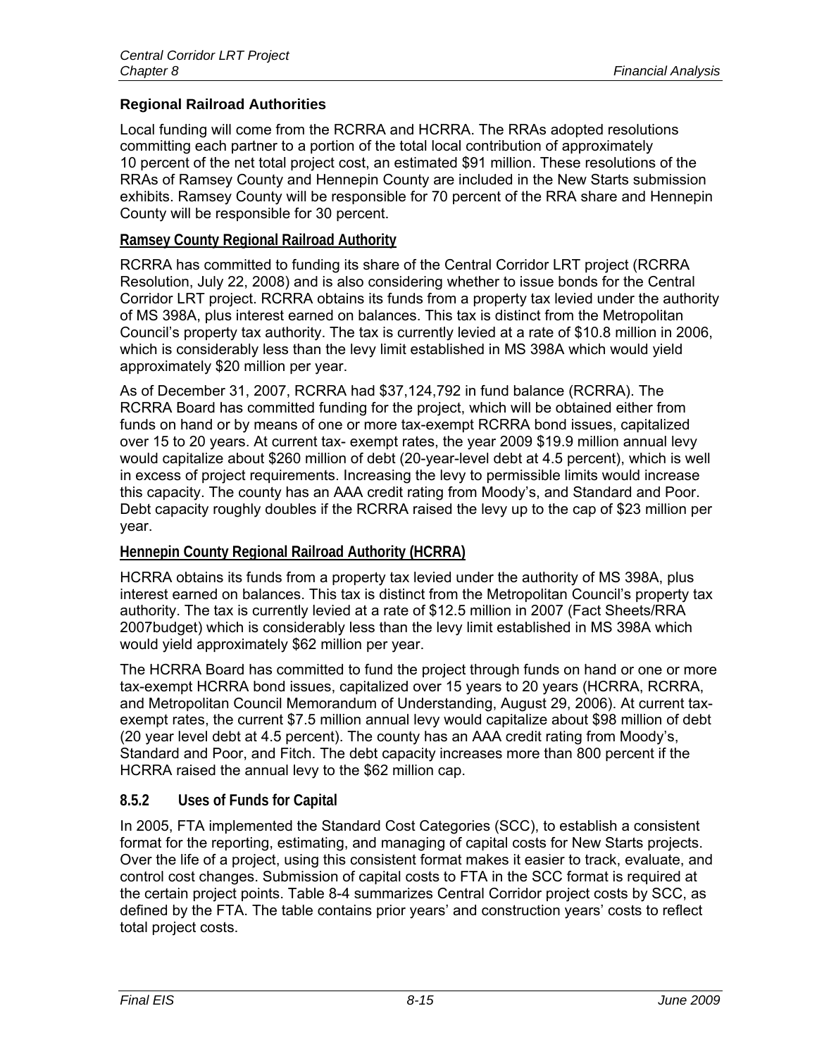### Regional Railroad Authorities

Local funding will come from the RCRRA and HCRRA. The RRAs adopted resolutions committing each partner to a portion of the total local contribution of approximately 10 percent of the net total project cost, an estimated $91 million. These resolutions of the RRAs of Ramsey County and Hennepin County are included in the New Starts submission exhibits. Ramsey County will be responsible for 70 percent of the RRA share and Hennepin County will be responsible for 30 percent.

#### Ramsey County Regional Railroad Authority

RCRRA has committed to funding its share of the Central Corridor LRT project (RCRRA Resolution, July 22, 2008) and is also considering whether to issue bonds for the Central Corridor LRT project. RCRRA obtains its funds from a property tax levied under the authority of MS 398A, plus interest earned on balances. This tax is distinct from the Metropolitan Council's property tax authority. The tax is currently levied at a rate of $10.8 million in 2006, which is considerably less than the levy limit established in MS 398A which would yield approximately $20 million per year.

As of December 31, 2007, RCRRA had $37,124,792 in fund balance (RCRRA). The RCRRA Board has committed funding for the project, which will be obtained either from funds on hand or by means of one or more tax-exempt RCRRA bond issues, capitalized over 15 to 20 years. At current tax- exempt rates, the year 2009 $19.9 million annual levy would capitalize about $260 million of debt (20-year-level debt at 4.5 percent), which is well in excess of project requirements. Increasing the levy to permissible limits would increase this capacity. The county has an AAA credit rating from Moody's, and Standard and Poor. Debt capacity roughly doubles if the RCRRA raised the levy up to the cap of $23 million per year.

#### Hennepin County Regional Railroad Authority (HCRRA)

HCRRA obtains its funds from a property tax levied under the authority of MS 398A, plus interest earned on balances. This tax is distinct from the Metropolitan Council's property tax authority. The tax is currently levied at a rate of $12.5 million in 2007 (Fact Sheets/RRA 2007budget) which is considerably less than the levy limit established in MS 398A which would yield approximately $62 million per year.

The HCRRA Board has committed to fund the project through funds on hand or one or more tax-exempt HCRRA bond issues, capitalized over 15 years to 20 years (HCRRA, RCRRA, and Metropolitan Council Memorandum of Understanding, August 29, 2006). At current tax-exempt rates, the current $7.5 million annual levy would capitalize about $98 million of debt (20 year level debt at 4.5 percent). The county has an AAA credit rating from Moody's, Standard and Poor, and Fitch. The debt capacity increases more than 800 percent if the HCRRA raised the annual levy to the $62 million cap.

## 8.5.2 Uses of Funds for Capital

In 2005, FTA implemented the Standard Cost Categories (SCC), to establish a consistent format for the reporting, estimating, and managing of capital costs for New Starts projects. Over the life of a project, using this consistent format makes it easier to track, evaluate, and control cost changes. Submission of capital costs to FTA in the SCC format is required at the certain project points. Table 8-4 summarizes Central Corridor project costs by SCC, as defined by the FTA. The table contains prior years' and construction years' costs to reflect total project costs.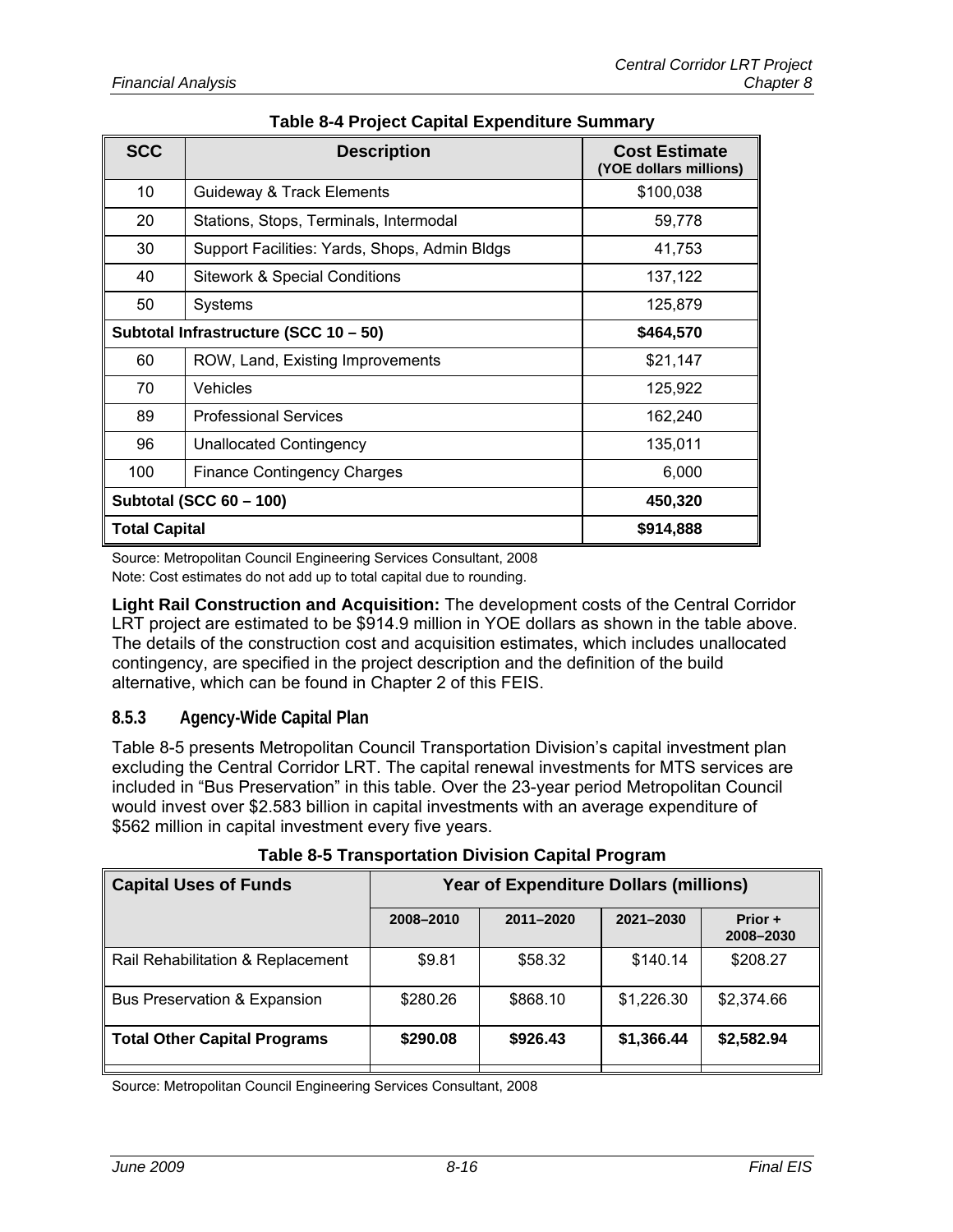**Table 8-4 Project Capital Expenditure Summary**

| SCC | Description | Cost Estimate (YOE dollars millions) |
|---|---|---|
| 10 | Guideway & Track Elements | $100,038 |
| 20 | Stations, Stops, Terminals, Intermodal | 59,778 |
| 30 | Support Facilities: Yards, Shops, Admin Bldgs | 41,753 |
| 40 | Sitework & Special Conditions | 137,122 |
| 50 | Systems | 125,879 |
| **Subtotal Infrastructure (SCC 10 – 50)** | | **$464,570** |
| 60 | ROW, Land, Existing Improvements | $21,147 |
| 70 | Vehicles | 125,922 |
| 89 | Professional Services | 162,240 |
| 96 | Unallocated Contingency | 135,011 |
| 100 | Finance Contingency Charges | 6,000 |
| **Subtotal (SCC 60 – 100)** | | **450,320** |
| **Total Capital** | | **$914,888** |

Source: Metropolitan Council Engineering Services Consultant, 2008

Note: Cost estimates do not add up to total capital due to rounding.

**Light Rail Construction and Acquisition:** The development costs of the Central Corridor LRT project are estimated to be $914.9 million in YOE dollars as shown in the table above. The details of the construction cost and acquisition estimates, which includes unallocated contingency, are specified in the project description and the definition of the build alternative, which can be found in Chapter 2 of this FEIS.

### 8.5.3 Agency-Wide Capital Plan

Table 8-5 presents Metropolitan Council Transportation Division's capital investment plan excluding the Central Corridor LRT. The capital renewal investments for MTS services are included in "Bus Preservation" in this table. Over the 23-year period Metropolitan Council would invest over $2.583 billion in capital investments with an average expenditure of $562 million in capital investment every five years.

**Table 8-5 Transportation Division Capital Program**

| Capital Uses of Funds | Year of Expenditure Dollars (millions) | | | |
|---|---|---|---|---|
| | 2008–2010 | 2011–2020 | 2021–2030 | Prior + 2008–2030 |
| Rail Rehabilitation & Replacement | $9.81 | $58.32 | $140.14 | $208.27 |
| Bus Preservation & Expansion | $280.26 | $868.10 | $1,226.30 | $2,374.66 |
| **Total Other Capital Programs** | **$290.08** | **$926.43** | **$1,366.44** | **$2,582.94** |

Source: Metropolitan Council Engineering Services Consultant, 2008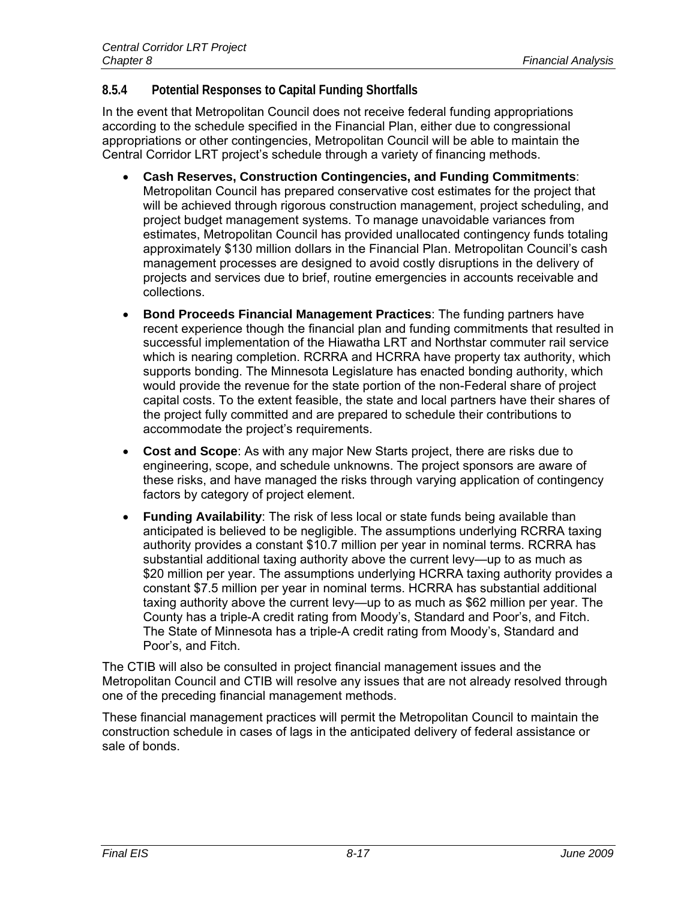### 8.5.4 Potential Responses to Capital Funding Shortfalls

In the event that Metropolitan Council does not receive federal funding appropriations according to the schedule specified in the Financial Plan, either due to congressional appropriations or other contingencies, Metropolitan Council will be able to maintain the Central Corridor LRT project's schedule through a variety of financing methods.

- **Cash Reserves, Construction Contingencies, and Funding Commitments**: Metropolitan Council has prepared conservative cost estimates for the project that will be achieved through rigorous construction management, project scheduling, and project budget management systems. To manage unavoidable variances from estimates, Metropolitan Council has provided unallocated contingency funds totaling approximately $130 million dollars in the Financial Plan. Metropolitan Council's cash management processes are designed to avoid costly disruptions in the delivery of projects and services due to brief, routine emergencies in accounts receivable and collections.
- **Bond Proceeds Financial Management Practices**: The funding partners have recent experience though the financial plan and funding commitments that resulted in successful implementation of the Hiawatha LRT and Northstar commuter rail service which is nearing completion. RCRRA and HCRRA have property tax authority, which supports bonding. The Minnesota Legislature has enacted bonding authority, which would provide the revenue for the state portion of the non-Federal share of project capital costs. To the extent feasible, the state and local partners have their shares of the project fully committed and are prepared to schedule their contributions to accommodate the project's requirements.
- **Cost and Scope**: As with any major New Starts project, there are risks due to engineering, scope, and schedule unknowns. The project sponsors are aware of these risks, and have managed the risks through varying application of contingency factors by category of project element.
- **Funding Availability**: The risk of less local or state funds being available than anticipated is believed to be negligible. The assumptions underlying RCRRA taxing authority provides a constant $10.7 million per year in nominal terms. RCRRA has substantial additional taxing authority above the current levy—up to as much as $20 million per year. The assumptions underlying HCRRA taxing authority provides a constant $7.5 million per year in nominal terms. HCRRA has substantial additional taxing authority above the current levy—up to as much as $62 million per year. The County has a triple-A credit rating from Moody's, Standard and Poor's, and Fitch. The State of Minnesota has a triple-A credit rating from Moody's, Standard and Poor's, and Fitch.

The CTIB will also be consulted in project financial management issues and the Metropolitan Council and CTIB will resolve any issues that are not already resolved through one of the preceding financial management methods.

These financial management practices will permit the Metropolitan Council to maintain the construction schedule in cases of lags in the anticipated delivery of federal assistance or sale of bonds.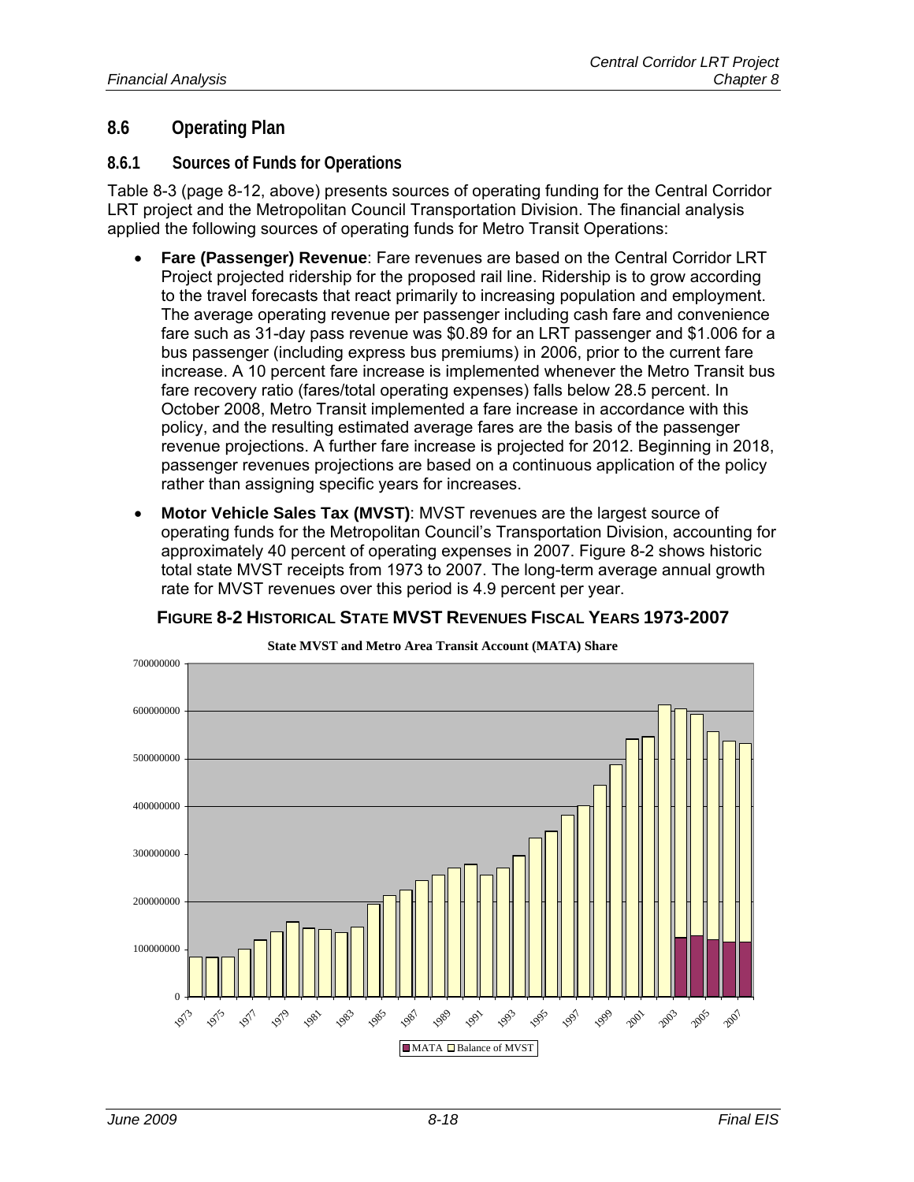## 8.6 Operating Plan

### 8.6.1 Sources of Funds for Operations

Table 8-3 (page 8-12, above) presents sources of operating funding for the Central Corridor LRT project and the Metropolitan Council Transportation Division. The financial analysis applied the following sources of operating funds for Metro Transit Operations:

- **Fare (Passenger) Revenue**: Fare revenues are based on the Central Corridor LRT Project projected ridership for the proposed rail line. Ridership is to grow according to the travel forecasts that react primarily to increasing population and employment. The average operating revenue per passenger including cash fare and convenience fare such as 31-day pass revenue was $0.89 for an LRT passenger and $1.006 for a bus passenger (including express bus premiums) in 2006, prior to the current fare increase. A 10 percent fare increase is implemented whenever the Metro Transit bus fare recovery ratio (fares/total operating expenses) falls below 28.5 percent. In October 2008, Metro Transit implemented a fare increase in accordance with this policy, and the resulting estimated average fares are the basis of the passenger revenue projections. A further fare increase is projected for 2012. Beginning in 2018, passenger revenues projections are based on a continuous application of the policy rather than assigning specific years for increases.
- **Motor Vehicle Sales Tax (MVST)**: MVST revenues are the largest source of operating funds for the Metropolitan Council's Transportation Division, accounting for approximately 40 percent of operating expenses in 2007. Figure 8-2 shows historic total state MVST receipts from 1973 to 2007. The long-term average annual growth rate for MVST revenues over this period is 4.9 percent per year.

**FIGURE 8-2 HISTORICAL STATE MVST REVENUES FISCAL YEARS 1973-2007**

State MVST and Metro Area Transit Account (MATA) Share

MATA / Balance of MVST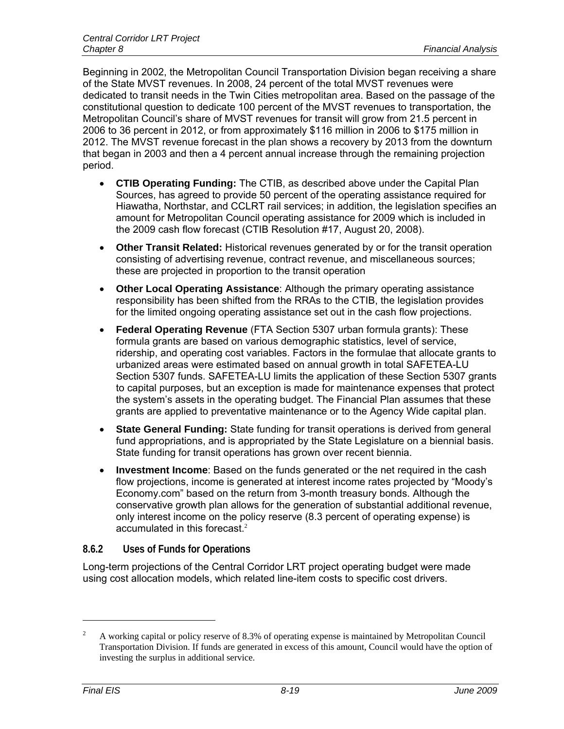Beginning in 2002, the Metropolitan Council Transportation Division began receiving a share of the State MVST revenues. In 2008, 24 percent of the total MVST revenues were dedicated to transit needs in the Twin Cities metropolitan area. Based on the passage of the constitutional question to dedicate 100 percent of the MVST revenues to transportation, the Metropolitan Council's share of MVST revenues for transit will grow from 21.5 percent in 2006 to 36 percent in 2012, or from approximately $116 million in 2006 to $175 million in 2012. The MVST revenue forecast in the plan shows a recovery by 2013 from the downturn that began in 2003 and then a 4 percent annual increase through the remaining projection period.

- **CTIB Operating Funding:** The CTIB, as described above under the Capital Plan Sources, has agreed to provide 50 percent of the operating assistance required for Hiawatha, Northstar, and CCLRT rail services; in addition, the legislation specifies an amount for Metropolitan Council operating assistance for 2009 which is included in the 2009 cash flow forecast (CTIB Resolution #17, August 20, 2008).
- **Other Transit Related:** Historical revenues generated by or for the transit operation consisting of advertising revenue, contract revenue, and miscellaneous sources; these are projected in proportion to the transit operation
- **Other Local Operating Assistance**: Although the primary operating assistance responsibility has been shifted from the RRAs to the CTIB, the legislation provides for the limited ongoing operating assistance set out in the cash flow projections.
- **Federal Operating Revenue** (FTA Section 5307 urban formula grants): These formula grants are based on various demographic statistics, level of service, ridership, and operating cost variables. Factors in the formulae that allocate grants to urbanized areas were estimated based on annual growth in total SAFETEA-LU Section 5307 funds. SAFETEA-LU limits the application of these Section 5307 grants to capital purposes, but an exception is made for maintenance expenses that protect the system's assets in the operating budget. The Financial Plan assumes that these grants are applied to preventative maintenance or to the Agency Wide capital plan.
- **State General Funding:** State funding for transit operations is derived from general fund appropriations, and is appropriated by the State Legislature on a biennial basis. State funding for transit operations has grown over recent biennia.
- **Investment Income**: Based on the funds generated or the net required in the cash flow projections, income is generated at interest income rates projected by "Moody's Economy.com" based on the return from 3-month treasury bonds. Although the conservative growth plan allows for the generation of substantial additional revenue, only interest income on the policy reserve (8.3 percent of operating expense) is accumulated in this forecast.[2]

### 8.6.2 Uses of Funds for Operations

Long-term projections of the Central Corridor LRT project operating budget were made using cost allocation models, which related line-item costs to specific cost drivers.

[2] A working capital or policy reserve of 8.3% of operating expense is maintained by Metropolitan Council Transportation Division. If funds are generated in excess of this amount, Council would have the option of investing the surplus in additional service.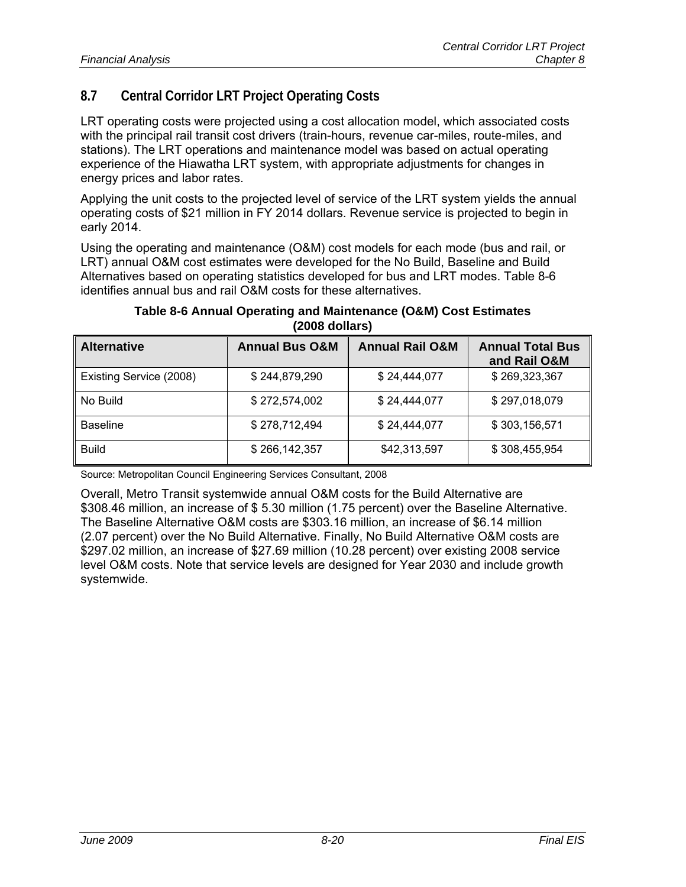## 8.7 Central Corridor LRT Project Operating Costs

LRT operating costs were projected using a cost allocation model, which associated costs with the principal rail transit cost drivers (train-hours, revenue car-miles, route-miles, and stations). The LRT operations and maintenance model was based on actual operating experience of the Hiawatha LRT system, with appropriate adjustments for changes in energy prices and labor rates.

Applying the unit costs to the projected level of service of the LRT system yields the annual operating costs of $21 million in FY 2014 dollars. Revenue service is projected to begin in early 2014.

Using the operating and maintenance (O&M) cost models for each mode (bus and rail, or LRT) annual O&M cost estimates were developed for the No Build, Baseline and Build Alternatives based on operating statistics developed for bus and LRT modes. Table 8-6 identifies annual bus and rail O&M costs for these alternatives.

**Table 8-6 Annual Operating and Maintenance (O&M) Cost Estimates (2008 dollars)**

| Alternative | Annual Bus O&M | Annual Rail O&M | Annual Total Bus and Rail O&M |
|---|---|---|---|
| Existing Service (2008) | $ 244,879,290 | $ 24,444,077 | $ 269,323,367 |
| No Build | $ 272,574,002 | $ 24,444,077 | $ 297,018,079 |
| Baseline | $ 278,712,494 | $ 24,444,077 | $ 303,156,571 |
| Build | $ 266,142,357 | $42,313,597 | $ 308,455,954 |

Source: Metropolitan Council Engineering Services Consultant, 2008

Overall, Metro Transit systemwide annual O&M costs for the Build Alternative are $308.46 million, an increase of $ 5.30 million (1.75 percent) over the Baseline Alternative. The Baseline Alternative O&M costs are $303.16 million, an increase of $6.14 million (2.07 percent) over the No Build Alternative. Finally, No Build Alternative O&M costs are $297.02 million, an increase of $27.69 million (10.28 percent) over existing 2008 service level O&M costs. Note that service levels are designed for Year 2030 and include growth systemwide.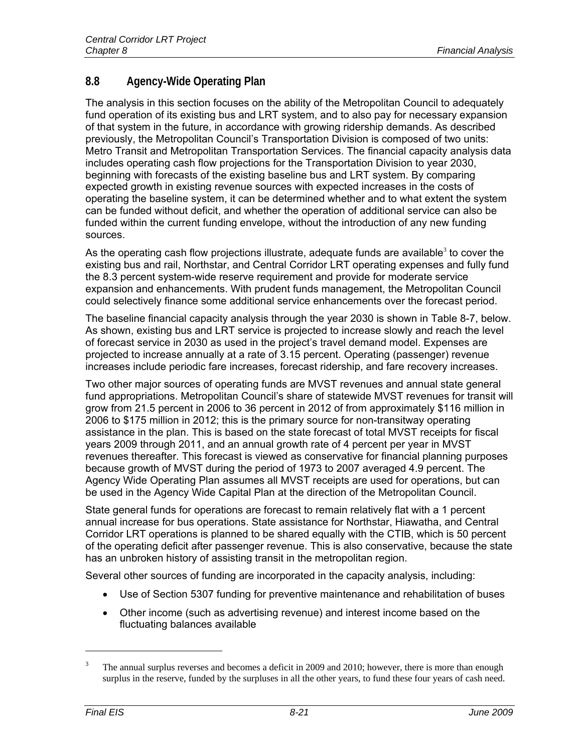## 8.8 Agency-Wide Operating Plan

The analysis in this section focuses on the ability of the Metropolitan Council to adequately fund operation of its existing bus and LRT system, and to also pay for necessary expansion of that system in the future, in accordance with growing ridership demands. As described previously, the Metropolitan Council's Transportation Division is composed of two units: Metro Transit and Metropolitan Transportation Services. The financial capacity analysis data includes operating cash flow projections for the Transportation Division to year 2030, beginning with forecasts of the existing baseline bus and LRT system. By comparing expected growth in existing revenue sources with expected increases in the costs of operating the baseline system, it can be determined whether and to what extent the system can be funded without deficit, and whether the operation of additional service can also be funded within the current funding envelope, without the introduction of any new funding sources.

As the operating cash flow projections illustrate, adequate funds are available[3] to cover the existing bus and rail, Northstar, and Central Corridor LRT operating expenses and fully fund the 8.3 percent system-wide reserve requirement and provide for moderate service expansion and enhancements. With prudent funds management, the Metropolitan Council could selectively finance some additional service enhancements over the forecast period.

The baseline financial capacity analysis through the year 2030 is shown in Table 8-7, below. As shown, existing bus and LRT service is projected to increase slowly and reach the level of forecast service in 2030 as used in the project's travel demand model. Expenses are projected to increase annually at a rate of 3.15 percent. Operating (passenger) revenue increases include periodic fare increases, forecast ridership, and fare recovery increases.

Two other major sources of operating funds are MVST revenues and annual state general fund appropriations. Metropolitan Council's share of statewide MVST revenues for transit will grow from 21.5 percent in 2006 to 36 percent in 2012 of from approximately $116 million in 2006 to $175 million in 2012; this is the primary source for non-transitway operating assistance in the plan. This is based on the state forecast of total MVST receipts for fiscal years 2009 through 2011, and an annual growth rate of 4 percent per year in MVST revenues thereafter. This forecast is viewed as conservative for financial planning purposes because growth of MVST during the period of 1973 to 2007 averaged 4.9 percent. The Agency Wide Operating Plan assumes all MVST receipts are used for operations, but can be used in the Agency Wide Capital Plan at the direction of the Metropolitan Council.

State general funds for operations are forecast to remain relatively flat with a 1 percent annual increase for bus operations. State assistance for Northstar, Hiawatha, and Central Corridor LRT operations is planned to be shared equally with the CTIB, which is 50 percent of the operating deficit after passenger revenue. This is also conservative, because the state has an unbroken history of assisting transit in the metropolitan region.

Several other sources of funding are incorporated in the capacity analysis, including:

- Use of Section 5307 funding for preventive maintenance and rehabilitation of buses
- Other income (such as advertising revenue) and interest income based on the fluctuating balances available

---

[3] The annual surplus reverses and becomes a deficit in 2009 and 2010; however, there is more than enough surplus in the reserve, funded by the surpluses in all the other years, to fund these four years of cash need.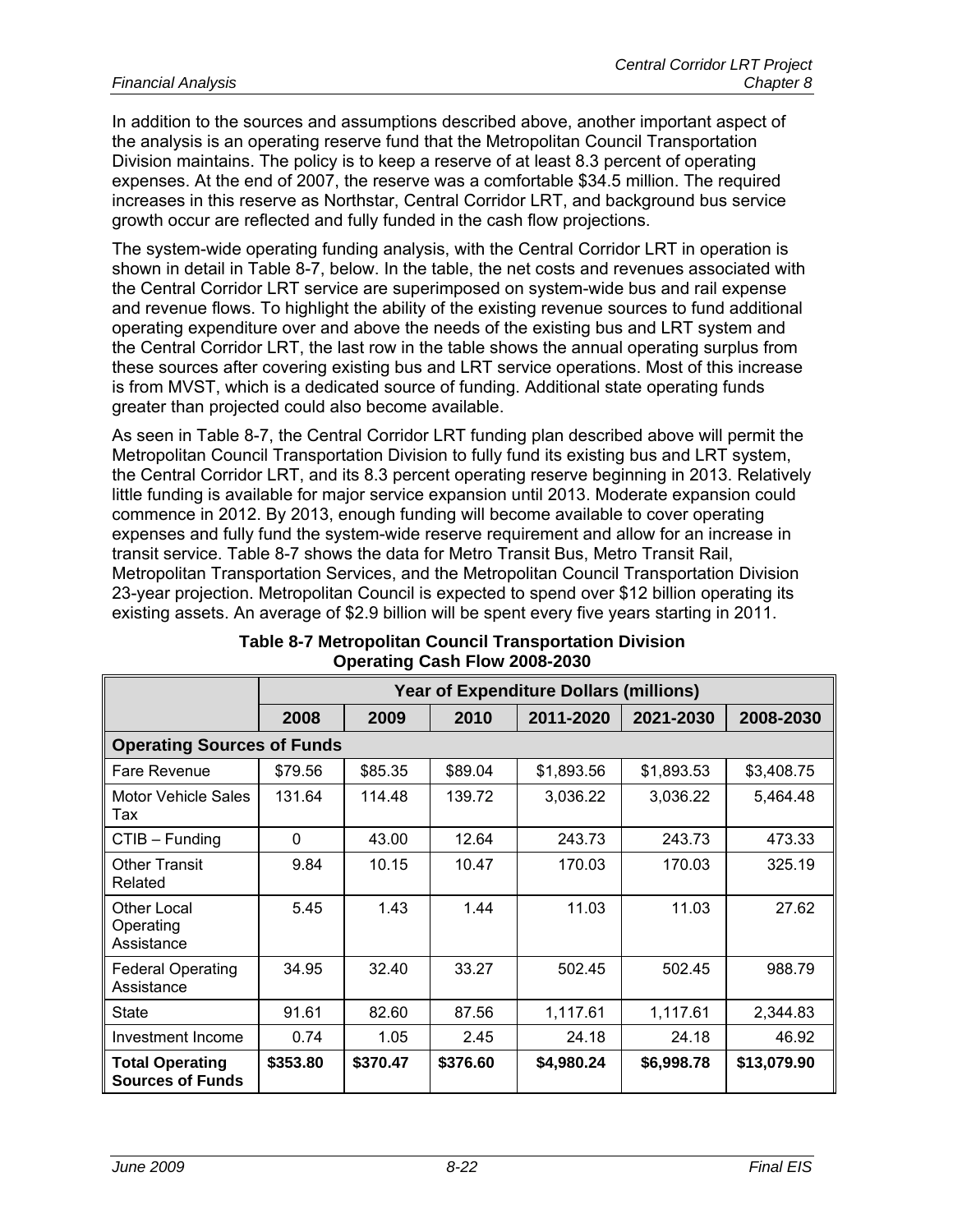In addition to the sources and assumptions described above, another important aspect of the analysis is an operating reserve fund that the Metropolitan Council Transportation Division maintains. The policy is to keep a reserve of at least 8.3 percent of operating expenses. At the end of 2007, the reserve was a comfortable $34.5 million. The required increases in this reserve as Northstar, Central Corridor LRT, and background bus service growth occur are reflected and fully funded in the cash flow projections.

The system-wide operating funding analysis, with the Central Corridor LRT in operation is shown in detail in Table 8-7, below. In the table, the net costs and revenues associated with the Central Corridor LRT service are superimposed on system-wide bus and rail expense and revenue flows. To highlight the ability of the existing revenue sources to fund additional operating expenditure over and above the needs of the existing bus and LRT system and the Central Corridor LRT, the last row in the table shows the annual operating surplus from these sources after covering existing bus and LRT service operations. Most of this increase is from MVST, which is a dedicated source of funding. Additional state operating funds greater than projected could also become available.

As seen in Table 8-7, the Central Corridor LRT funding plan described above will permit the Metropolitan Council Transportation Division to fully fund its existing bus and LRT system, the Central Corridor LRT, and its 8.3 percent operating reserve beginning in 2013. Relatively little funding is available for major service expansion until 2013. Moderate expansion could commence in 2012. By 2013, enough funding will become available to cover operating expenses and fully fund the system-wide reserve requirement and allow for an increase in transit service. Table 8-7 shows the data for Metro Transit Bus, Metro Transit Rail, Metropolitan Transportation Services, and the Metropolitan Council Transportation Division 23-year projection. Metropolitan Council is expected to spend over $12 billion operating its existing assets. An average of $2.9 billion will be spent every five years starting in 2011.

**Table 8-7 Metropolitan Council Transportation Division Operating Cash Flow 2008-2030**

| | Year of Expenditure Dollars (millions) | | | | | |
|---|---|---|---|---|---|---|
| | 2008 | 2009 | 2010 | 2011-2020 | 2021-2030 | 2008-2030 |
| **Operating Sources of Funds** | | | | | | |
| Fare Revenue | $79.56 | $85.35 | $89.04 | $1,893.56 | $1,893.53 | $3,408.75 |
| Motor Vehicle Sales Tax | 131.64 | 114.48 | 139.72 | 3,036.22 | 3,036.22 | 5,464.48 |
| CTIB – Funding | 0 | 43.00 | 12.64 | 243.73 | 243.73 | 473.33 |
| Other Transit Related | 9.84 | 10.15 | 10.47 | 170.03 | 170.03 | 325.19 |
| Other Local Operating Assistance | 5.45 | 1.43 | 1.44 | 11.03 | 11.03 | 27.62 |
| Federal Operating Assistance | 34.95 | 32.40 | 33.27 | 502.45 | 502.45 | 988.79 |
| State | 91.61 | 82.60 | 87.56 | 1,117.61 | 1,117.61 | 2,344.83 |
| Investment Income | 0.74 | 1.05 | 2.45 | 24.18 | 24.18 | 46.92 |
| **Total Operating Sources of Funds** | **$353.80** | **$370.47** | **$376.60** | **$4,980.24** | **$6,998.78** | **$13,079.90** |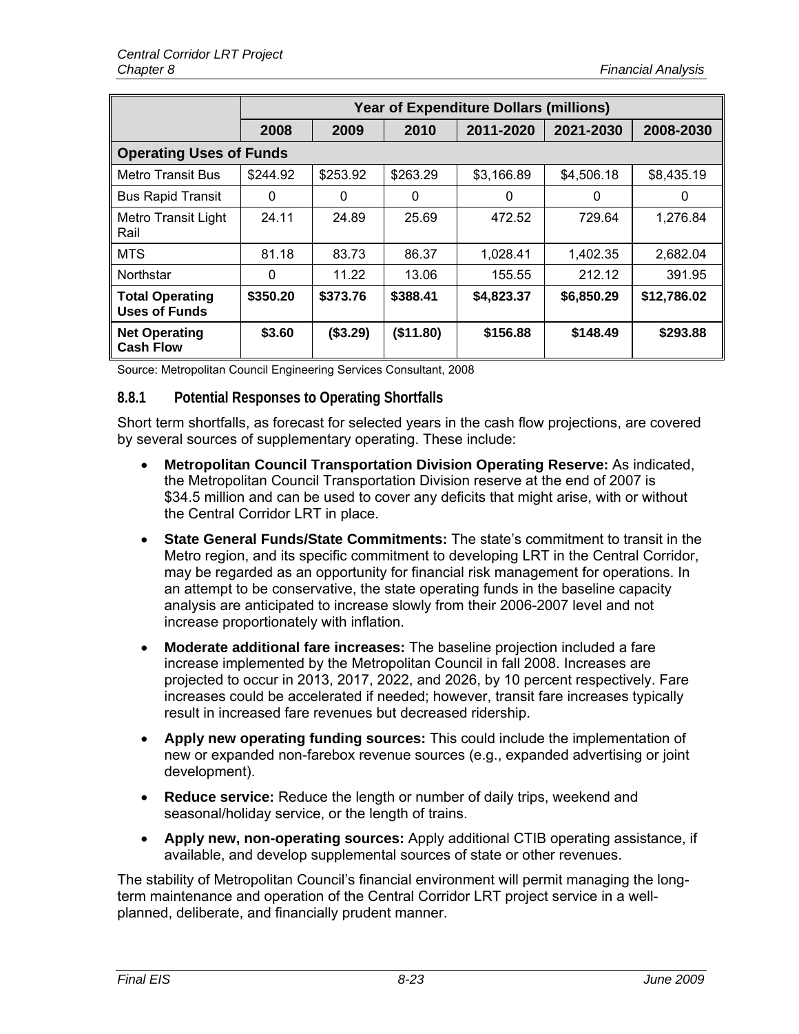| | Year of Expenditure Dollars (millions) | | | | | |
|---|---|---|---|---|---|---|
| | 2008 | 2009 | 2010 | 2011-2020 | 2021-2030 | 2008-2030 |
| **Operating Uses of Funds** | | | | | | |
| Metro Transit Bus | $244.92 | $253.92 | $263.29 | $3,166.89 | $4,506.18 | $8,435.19 |
| Bus Rapid Transit | 0 | 0 | 0 | 0 | 0 | 0 |
| Metro Transit Light Rail | 24.11 | 24.89 | 25.69 | 472.52 | 729.64 | 1,276.84 |
| MTS | 81.18 | 83.73 | 86.37 | 1,028.41 | 1,402.35 | 2,682.04 |
| Northstar | 0 | 11.22 | 13.06 | 155.55 | 212.12 | 391.95 |
| **Total Operating Uses of Funds** | **$350.20** | **$373.76** | **$388.41** | **$4,823.37** | **$6,850.29** | **$12,786.02** |
| **Net Operating Cash Flow** | **$3.60** | **($3.29)** | **($11.80)** | **$156.88** | **$148.49** | **$293.88** |

Source: Metropolitan Council Engineering Services Consultant, 2008

### 8.8.1 Potential Responses to Operating Shortfalls

Short term shortfalls, as forecast for selected years in the cash flow projections, are covered by several sources of supplementary operating. These include:

- **Metropolitan Council Transportation Division Operating Reserve:** As indicated, the Metropolitan Council Transportation Division reserve at the end of 2007 is $34.5 million and can be used to cover any deficits that might arise, with or without the Central Corridor LRT in place.
- **State General Funds/State Commitments:** The state's commitment to transit in the Metro region, and its specific commitment to developing LRT in the Central Corridor, may be regarded as an opportunity for financial risk management for operations. In an attempt to be conservative, the state operating funds in the baseline capacity analysis are anticipated to increase slowly from their 2006-2007 level and not increase proportionately with inflation.
- **Moderate additional fare increases:** The baseline projection included a fare increase implemented by the Metropolitan Council in fall 2008. Increases are projected to occur in 2013, 2017, 2022, and 2026, by 10 percent respectively. Fare increases could be accelerated if needed; however, transit fare increases typically result in increased fare revenues but decreased ridership.
- **Apply new operating funding sources:** This could include the implementation of new or expanded non-farebox revenue sources (e.g., expanded advertising or joint development).
- **Reduce service:** Reduce the length or number of daily trips, weekend and seasonal/holiday service, or the length of trains.
- **Apply new, non-operating sources:** Apply additional CTIB operating assistance, if available, and develop supplemental sources of state or other revenues.

The stability of Metropolitan Council's financial environment will permit managing the long-term maintenance and operation of the Central Corridor LRT project service in a well-planned, deliberate, and financially prudent manner.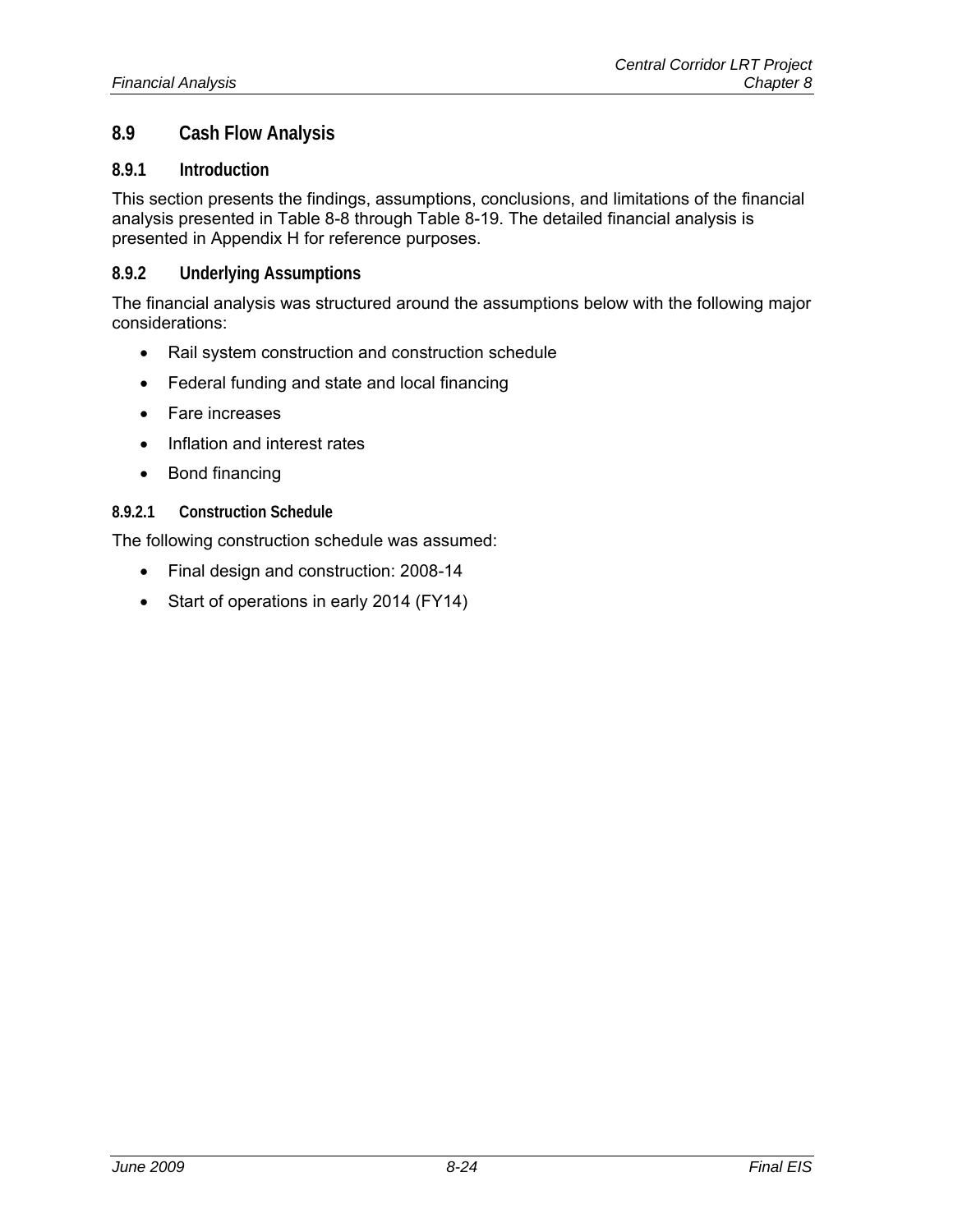## 8.9 Cash Flow Analysis

### 8.9.1 Introduction

This section presents the findings, assumptions, conclusions, and limitations of the financial analysis presented in Table 8-8 through Table 8-19. The detailed financial analysis is presented in Appendix H for reference purposes.

### 8.9.2 Underlying Assumptions

The financial analysis was structured around the assumptions below with the following major considerations:

- Rail system construction and construction schedule
- Federal funding and state and local financing
- Fare increases
- Inflation and interest rates
- Bond financing

#### 8.9.2.1 Construction Schedule

The following construction schedule was assumed:

- Final design and construction: 2008-14
- Start of operations in early 2014 (FY14)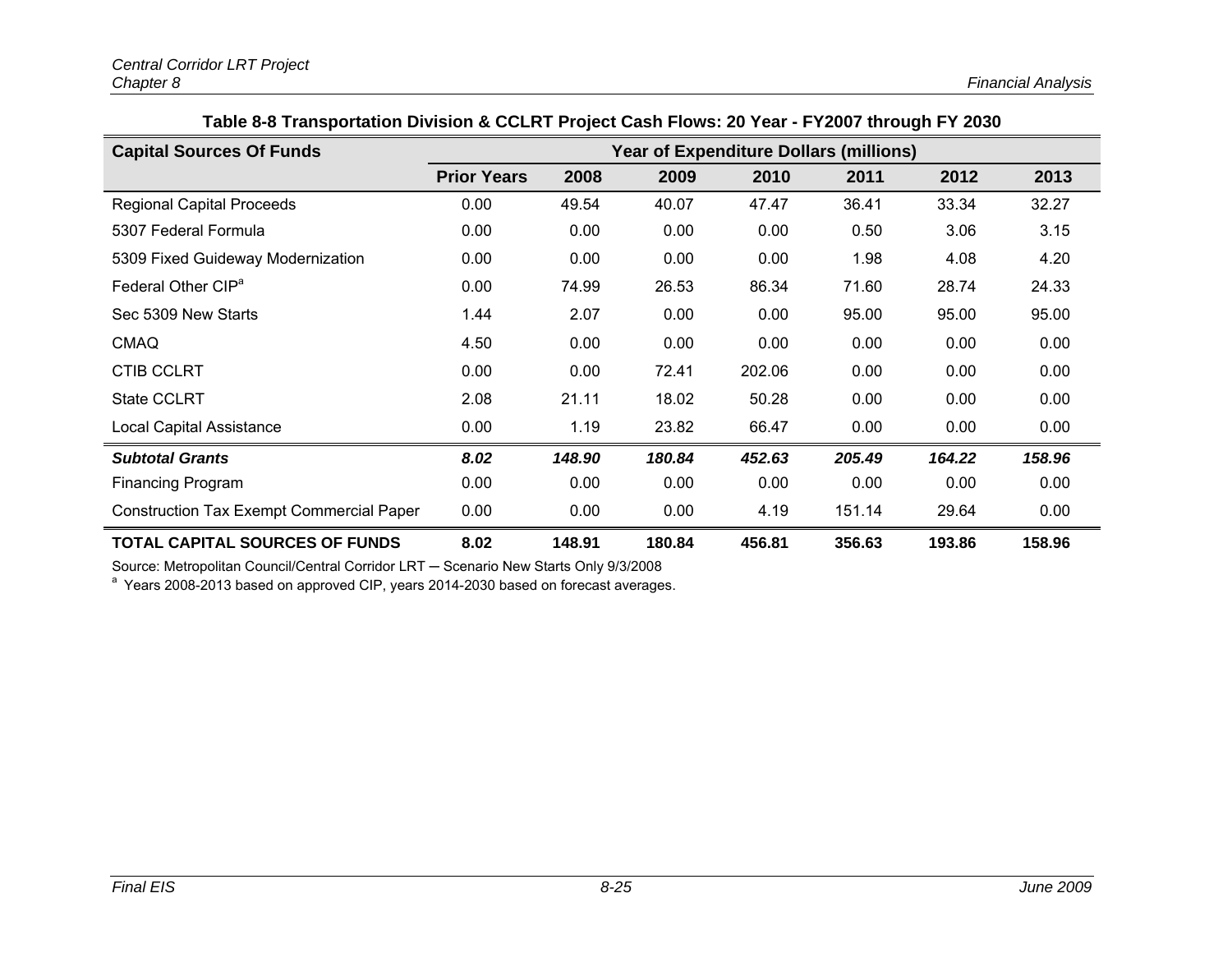**Table 8-8 Transportation Division & CCLRT Project Cash Flows: 20 Year - FY2007 through FY 2030**

| Capital Sources Of Funds | Year of Expenditure Dollars (millions) | | | | | | |
|---|---|---|---|---|---|---|---|
| | Prior Years | 2008 | 2009 | 2010 | 2011 | 2012 | 2013 |
| Regional Capital Proceeds | 0.00 | 49.54 | 40.07 | 47.47 | 36.41 | 33.34 | 32.27 |
| 5307 Federal Formula | 0.00 | 0.00 | 0.00 | 0.00 | 0.50 | 3.06 | 3.15 |
| 5309 Fixed Guideway Modernization | 0.00 | 0.00 | 0.00 | 0.00 | 1.98 | 4.08 | 4.20 |
| Federal Other CIP[a] | 0.00 | 74.99 | 26.53 | 86.34 | 71.60 | 28.74 | 24.33 |
| Sec 5309 New Starts | 1.44 | 2.07 | 0.00 | 0.00 | 95.00 | 95.00 | 95.00 |
| CMAQ | 4.50 | 0.00 | 0.00 | 0.00 | 0.00 | 0.00 | 0.00 |
| CTIB CCLRT | 0.00 | 0.00 | 72.41 | 202.06 | 0.00 | 0.00 | 0.00 |
| State CCLRT | 2.08 | 21.11 | 18.02 | 50.28 | 0.00 | 0.00 | 0.00 |
| Local Capital Assistance | 0.00 | 1.19 | 23.82 | 66.47 | 0.00 | 0.00 | 0.00 |
| ***Subtotal Grants*** | ***8.02*** | ***148.90*** | ***180.84*** | ***452.63*** | ***205.49*** | ***164.22*** | ***158.96*** |
| Financing Program | 0.00 | 0.00 | 0.00 | 0.00 | 0.00 | 0.00 | 0.00 |
| Construction Tax Exempt Commercial Paper | 0.00 | 0.00 | 0.00 | 4.19 | 151.14 | 29.64 | 0.00 |
| **TOTAL CAPITAL SOURCES OF FUNDS** | **8.02** | **148.91** | **180.84** | **456.81** | **356.63** | **193.86** | **158.96** |

Source: Metropolitan Council/Central Corridor LRT – Scenario New Starts Only 9/3/2008

[a] Years 2008-2013 based on approved CIP, years 2014-2030 based on forecast averages.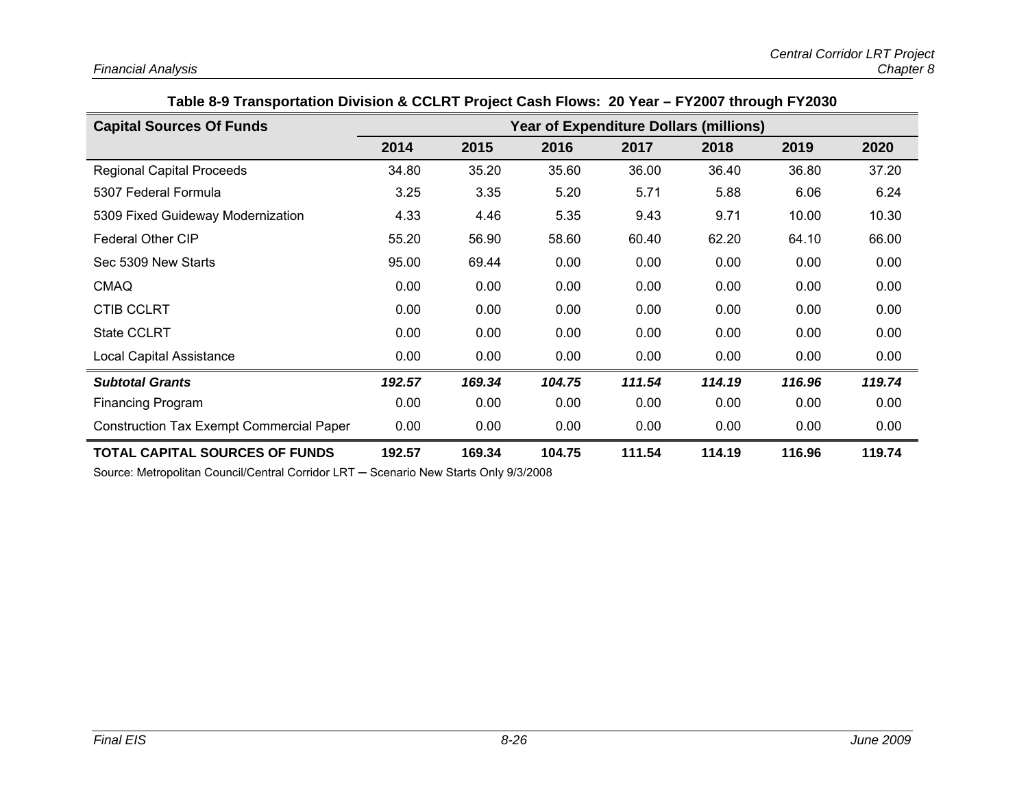**Table 8-9 Transportation Division & CCLRT Project Cash Flows: 20 Year – FY2007 through FY2030**

| Capital Sources Of Funds | Year of Expenditure Dollars (millions) | | | | | | |
|---|---|---|---|---|---|---|---|
| | 2014 | 2015 | 2016 | 2017 | 2018 | 2019 | 2020 |
| Regional Capital Proceeds | 34.80 | 35.20 | 35.60 | 36.00 | 36.40 | 36.80 | 37.20 |
| 5307 Federal Formula | 3.25 | 3.35 | 5.20 | 5.71 | 5.88 | 6.06 | 6.24 |
| 5309 Fixed Guideway Modernization | 4.33 | 4.46 | 5.35 | 9.43 | 9.71 | 10.00 | 10.30 |
| Federal Other CIP | 55.20 | 56.90 | 58.60 | 60.40 | 62.20 | 64.10 | 66.00 |
| Sec 5309 New Starts | 95.00 | 69.44 | 0.00 | 0.00 | 0.00 | 0.00 | 0.00 |
| CMAQ | 0.00 | 0.00 | 0.00 | 0.00 | 0.00 | 0.00 | 0.00 |
| CTIB CCLRT | 0.00 | 0.00 | 0.00 | 0.00 | 0.00 | 0.00 | 0.00 |
| State CCLRT | 0.00 | 0.00 | 0.00 | 0.00 | 0.00 | 0.00 | 0.00 |
| Local Capital Assistance | 0.00 | 0.00 | 0.00 | 0.00 | 0.00 | 0.00 | 0.00 |
| ***Subtotal Grants*** | ***192.57*** | ***169.34*** | ***104.75*** | ***111.54*** | ***114.19*** | ***116.96*** | ***119.74*** |
| Financing Program | 0.00 | 0.00 | 0.00 | 0.00 | 0.00 | 0.00 | 0.00 |
| Construction Tax Exempt Commercial Paper | 0.00 | 0.00 | 0.00 | 0.00 | 0.00 | 0.00 | 0.00 |
| **TOTAL CAPITAL SOURCES OF FUNDS** | **192.57** | **169.34** | **104.75** | **111.54** | **114.19** | **116.96** | **119.74** |

Source: Metropolitan Council/Central Corridor LRT – Scenario New Starts Only 9/3/2008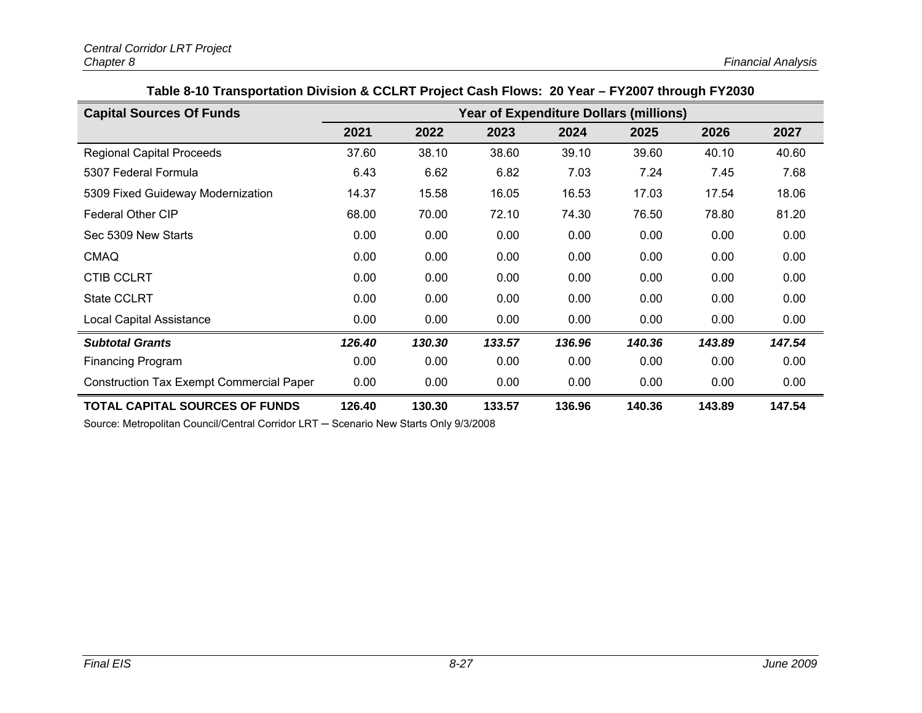**Table 8-10 Transportation Division & CCLRT Project Cash Flows: 20 Year – FY2007 through FY2030**

| Capital Sources Of Funds | Year of Expenditure Dollars (millions) | | | | | | |
|---|---|---|---|---|---|---|---|
| | 2021 | 2022 | 2023 | 2024 | 2025 | 2026 | 2027 |
| Regional Capital Proceeds | 37.60 | 38.10 | 38.60 | 39.10 | 39.60 | 40.10 | 40.60 |
| 5307 Federal Formula | 6.43 | 6.62 | 6.82 | 7.03 | 7.24 | 7.45 | 7.68 |
| 5309 Fixed Guideway Modernization | 14.37 | 15.58 | 16.05 | 16.53 | 17.03 | 17.54 | 18.06 |
| Federal Other CIP | 68.00 | 70.00 | 72.10 | 74.30 | 76.50 | 78.80 | 81.20 |
| Sec 5309 New Starts | 0.00 | 0.00 | 0.00 | 0.00 | 0.00 | 0.00 | 0.00 |
| CMAQ | 0.00 | 0.00 | 0.00 | 0.00 | 0.00 | 0.00 | 0.00 |
| CTIB CCLRT | 0.00 | 0.00 | 0.00 | 0.00 | 0.00 | 0.00 | 0.00 |
| State CCLRT | 0.00 | 0.00 | 0.00 | 0.00 | 0.00 | 0.00 | 0.00 |
| Local Capital Assistance | 0.00 | 0.00 | 0.00 | 0.00 | 0.00 | 0.00 | 0.00 |
| ***Subtotal Grants*** | ***126.40*** | ***130.30*** | ***133.57*** | ***136.96*** | ***140.36*** | ***143.89*** | ***147.54*** |
| Financing Program | 0.00 | 0.00 | 0.00 | 0.00 | 0.00 | 0.00 | 0.00 |
| Construction Tax Exempt Commercial Paper | 0.00 | 0.00 | 0.00 | 0.00 | 0.00 | 0.00 | 0.00 |
| **TOTAL CAPITAL SOURCES OF FUNDS** | **126.40** | **130.30** | **133.57** | **136.96** | **140.36** | **143.89** | **147.54** |

Source: Metropolitan Council/Central Corridor LRT ─ Scenario New Starts Only 9/3/2008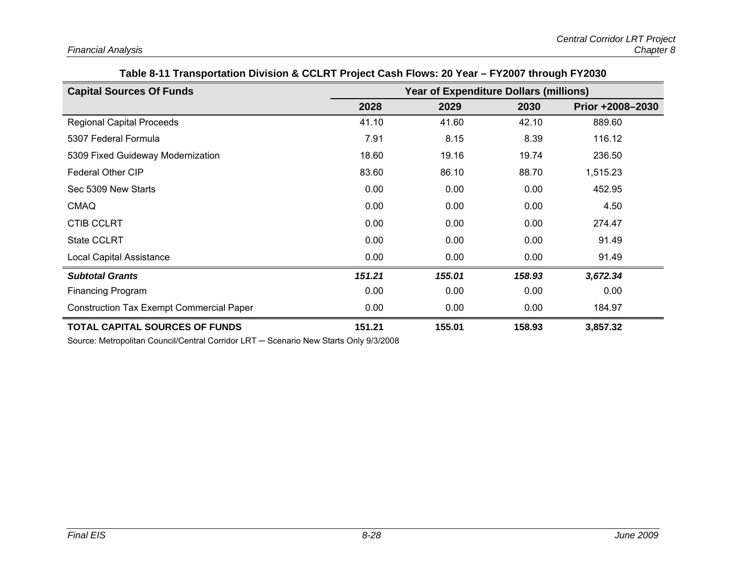**Table 8-11 Transportation Division & CCLRT Project Cash Flows: 20 Year – FY2007 through FY2030**

| Capital Sources Of Funds | Year of Expenditure Dollars (millions) | | | |
|---|---|---|---|---|
| | 2028 | 2029 | 2030 | Prior +2008–2030 |
| Regional Capital Proceeds | 41.10 | 41.60 | 42.10 | 889.60 |
| 5307 Federal Formula | 7.91 | 8.15 | 8.39 | 116.12 |
| 5309 Fixed Guideway Modernization | 18.60 | 19.16 | 19.74 | 236.50 |
| Federal Other CIP | 83.60 | 86.10 | 88.70 | 1,515.23 |
| Sec 5309 New Starts | 0.00 | 0.00 | 0.00 | 452.95 |
| CMAQ | 0.00 | 0.00 | 0.00 | 4.50 |
| CTIB CCLRT | 0.00 | 0.00 | 0.00 | 274.47 |
| State CCLRT | 0.00 | 0.00 | 0.00 | 91.49 |
| Local Capital Assistance | 0.00 | 0.00 | 0.00 | 91.49 |
| ***Subtotal Grants*** | ***151.21*** | ***155.01*** | ***158.93*** | ***3,672.34*** |
| Financing Program | 0.00 | 0.00 | 0.00 | 0.00 |
| Construction Tax Exempt Commercial Paper | 0.00 | 0.00 | 0.00 | 184.97 |
| **TOTAL CAPITAL SOURCES OF FUNDS** | **151.21** | **155.01** | **158.93** | **3,857.32** |

Source: Metropolitan Council/Central Corridor LRT ─ Scenario New Starts Only 9/3/2008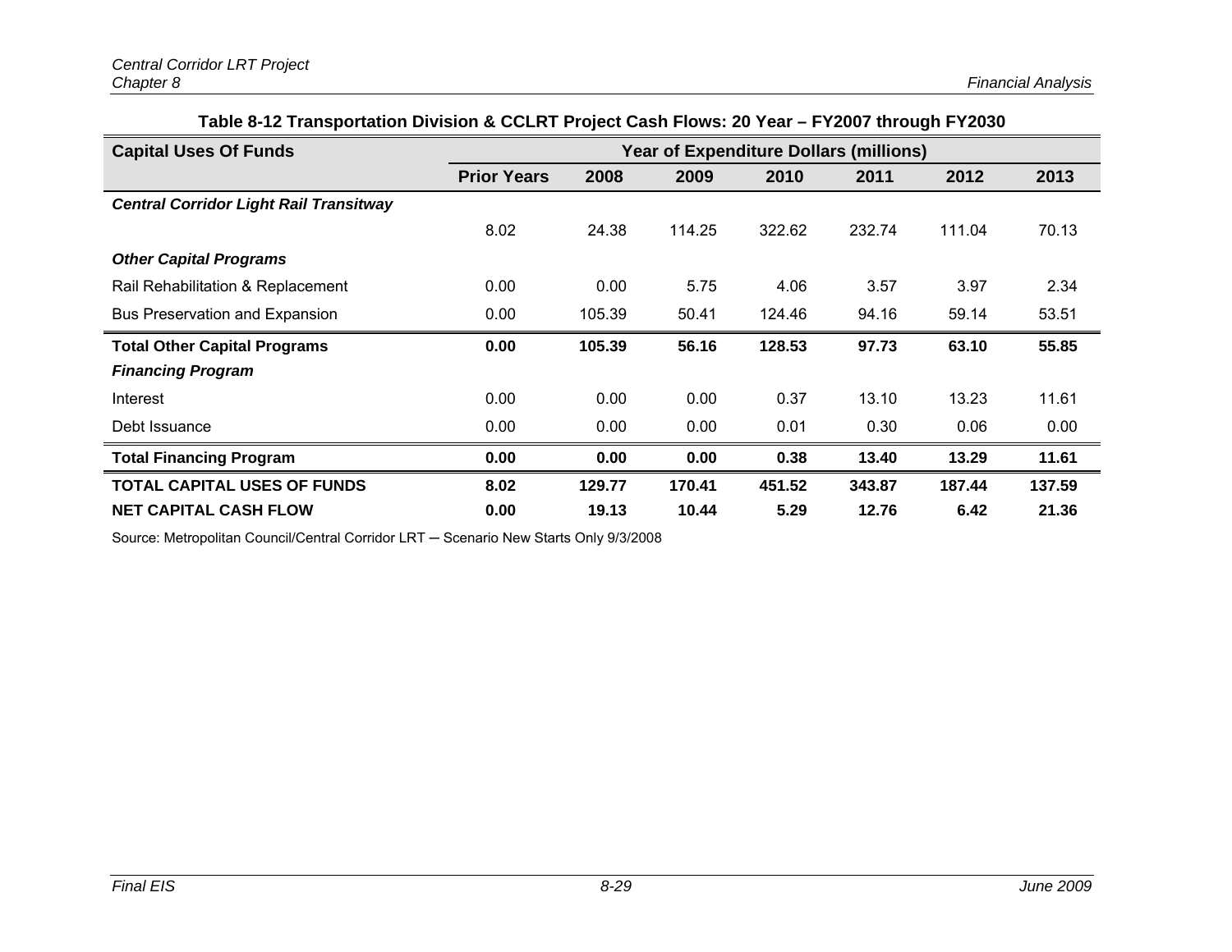**Table 8-12 Transportation Division & CCLRT Project Cash Flows: 20 Year – FY2007 through FY2030**

| Capital Uses Of Funds | Year of Expenditure Dollars (millions) | | | | | | |
|---|---|---|---|---|---|---|---|
| | **Prior Years** | **2008** | **2009** | **2010** | **2011** | **2012** | **2013** |
| ***Central Corridor Light Rail Transitway*** | | | | | | | |
| | 8.02 | 24.38 | 114.25 | 322.62 | 232.74 | 111.04 | 70.13 |
| ***Other Capital Programs*** | | | | | | | |
| Rail Rehabilitation & Replacement | 0.00 | 0.00 | 5.75 | 4.06 | 3.57 | 3.97 | 2.34 |
| Bus Preservation and Expansion | 0.00 | 105.39 | 50.41 | 124.46 | 94.16 | 59.14 | 53.51 |
| **Total Other Capital Programs** | **0.00** | **105.39** | **56.16** | **128.53** | **97.73** | **63.10** | **55.85** |
| ***Financing Program*** | | | | | | | |
| Interest | 0.00 | 0.00 | 0.00 | 0.37 | 13.10 | 13.23 | 11.61 |
| Debt Issuance | 0.00 | 0.00 | 0.00 | 0.01 | 0.30 | 0.06 | 0.00 |
| **Total Financing Program** | **0.00** | **0.00** | **0.00** | **0.38** | **13.40** | **13.29** | **11.61** |
| **TOTAL CAPITAL USES OF FUNDS** | **8.02** | **129.77** | **170.41** | **451.52** | **343.87** | **187.44** | **137.59** |
| **NET CAPITAL CASH FLOW** | **0.00** | **19.13** | **10.44** | **5.29** | **12.76** | **6.42** | **21.36** |

Source: Metropolitan Council/Central Corridor LRT – Scenario New Starts Only 9/3/2008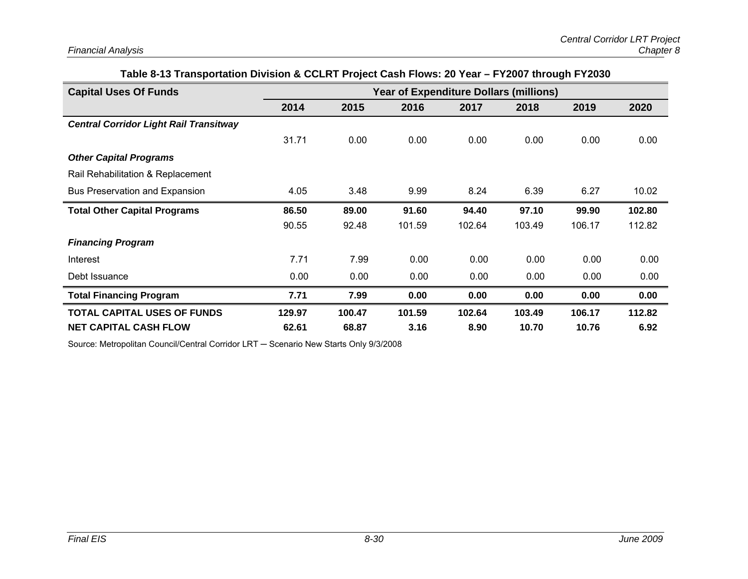**Table 8-13 Transportation Division & CCLRT Project Cash Flows: 20 Year – FY2007 through FY2030**

| Capital Uses Of Funds | Year of Expenditure Dollars (millions) | | | | | | |
|---|---|---|---|---|---|---|---|
| | 2014 | 2015 | 2016 | 2017 | 2018 | 2019 | 2020 |
| ***Central Corridor Light Rail Transitway*** | | | | | | | |
| | 31.71 | 0.00 | 0.00 | 0.00 | 0.00 | 0.00 | 0.00 |
| ***Other Capital Programs*** | | | | | | | |
| Rail Rehabilitation & Replacement | | | | | | | |
| Bus Preservation and Expansion | 4.05 | 3.48 | 9.99 | 8.24 | 6.39 | 6.27 | 10.02 |
| **Total Other Capital Programs** | **86.50** | **89.00** | **91.60** | **94.40** | **97.10** | **99.90** | **102.80** |
| | 90.55 | 92.48 | 101.59 | 102.64 | 103.49 | 106.17 | 112.82 |
| ***Financing Program*** | | | | | | | |
| Interest | 7.71 | 7.99 | 0.00 | 0.00 | 0.00 | 0.00 | 0.00 |
| Debt Issuance | 0.00 | 0.00 | 0.00 | 0.00 | 0.00 | 0.00 | 0.00 |
| **Total Financing Program** | **7.71** | **7.99** | **0.00** | **0.00** | **0.00** | **0.00** | **0.00** |
| **TOTAL CAPITAL USES OF FUNDS** | **129.97** | **100.47** | **101.59** | **102.64** | **103.49** | **106.17** | **112.82** |
| **NET CAPITAL CASH FLOW** | **62.61** | **68.87** | **3.16** | **8.90** | **10.70** | **10.76** | **6.92** |

Source: Metropolitan Council/Central Corridor LRT ─ Scenario New Starts Only 9/3/2008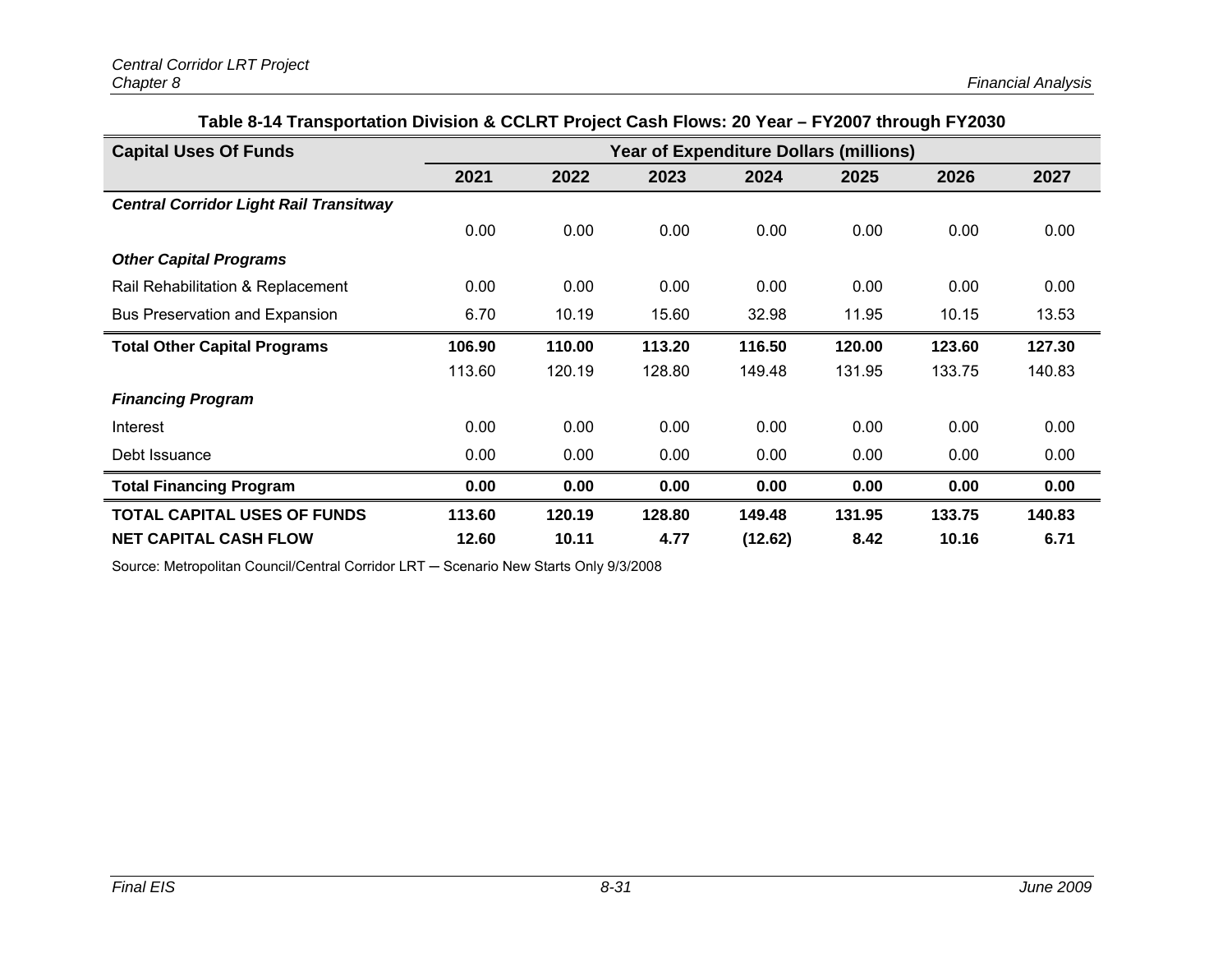**Table 8-14 Transportation Division & CCLRT Project Cash Flows: 20 Year – FY2007 through FY2030**

| **Capital Uses Of Funds** | **Year of Expenditure Dollars (millions)** | | | | | | |
|---|---|---|---|---|---|---|---|
| | **2021** | **2022** | **2023** | **2024** | **2025** | **2026** | **2027** |
| ***Central Corridor Light Rail Transitway*** | | | | | | | |
| | 0.00 | 0.00 | 0.00 | 0.00 | 0.00 | 0.00 | 0.00 |
| ***Other Capital Programs*** | | | | | | | |
| Rail Rehabilitation & Replacement | 0.00 | 0.00 | 0.00 | 0.00 | 0.00 | 0.00 | 0.00 |
| Bus Preservation and Expansion | 6.70 | 10.19 | 15.60 | 32.98 | 11.95 | 10.15 | 13.53 |
| **Total Other Capital Programs** | **106.90** | **110.00** | **113.20** | **116.50** | **120.00** | **123.60** | **127.30** |
| | 113.60 | 120.19 | 128.80 | 149.48 | 131.95 | 133.75 | 140.83 |
| ***Financing Program*** | | | | | | | |
| Interest | 0.00 | 0.00 | 0.00 | 0.00 | 0.00 | 0.00 | 0.00 |
| Debt Issuance | 0.00 | 0.00 | 0.00 | 0.00 | 0.00 | 0.00 | 0.00 |
| **Total Financing Program** | **0.00** | **0.00** | **0.00** | **0.00** | **0.00** | **0.00** | **0.00** |
| **TOTAL CAPITAL USES OF FUNDS** | **113.60** | **120.19** | **128.80** | **149.48** | **131.95** | **133.75** | **140.83** |
| **NET CAPITAL CASH FLOW** | **12.60** | **10.11** | **4.77** | **(12.62)** | **8.42** | **10.16** | **6.71** |

Source: Metropolitan Council/Central Corridor LRT ─ Scenario New Starts Only 9/3/2008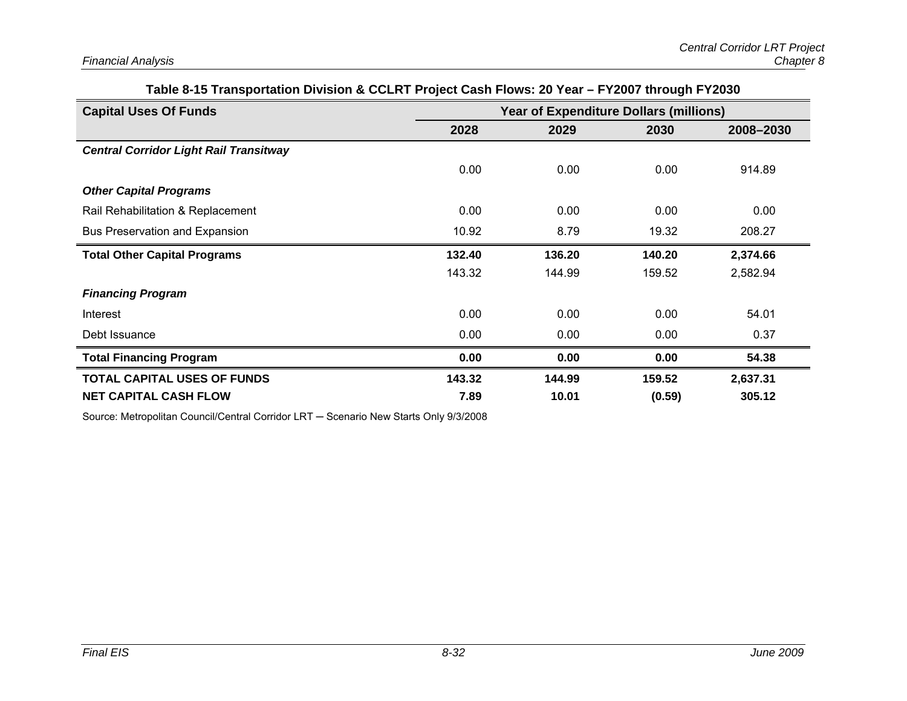**Table 8-15 Transportation Division & CCLRT Project Cash Flows: 20 Year – FY2007 through FY2030**

| Capital Uses Of Funds | Year of Expenditure Dollars (millions) | | | |
|---|---|---|---|---|
| | **2028** | **2029** | **2030** | **2008–2030** |
| ***Central Corridor Light Rail Transitway*** | | | | |
| | 0.00 | 0.00 | 0.00 | 914.89 |
| ***Other Capital Programs*** | | | | |
| Rail Rehabilitation & Replacement | 0.00 | 0.00 | 0.00 | 0.00 |
| Bus Preservation and Expansion | 10.92 | 8.79 | 19.32 | 208.27 |
| **Total Other Capital Programs** | **132.40** | **136.20** | **140.20** | **2,374.66** |
| | 143.32 | 144.99 | 159.52 | 2,582.94 |
| ***Financing Program*** | | | | |
| Interest | 0.00 | 0.00 | 0.00 | 54.01 |
| Debt Issuance | 0.00 | 0.00 | 0.00 | 0.37 |
| **Total Financing Program** | **0.00** | **0.00** | **0.00** | **54.38** |
| **TOTAL CAPITAL USES OF FUNDS** | **143.32** | **144.99** | **159.52** | **2,637.31** |
| **NET CAPITAL CASH FLOW** | **7.89** | **10.01** | **(0.59)** | **305.12** |

Source: Metropolitan Council/Central Corridor LRT – Scenario New Starts Only 9/3/2008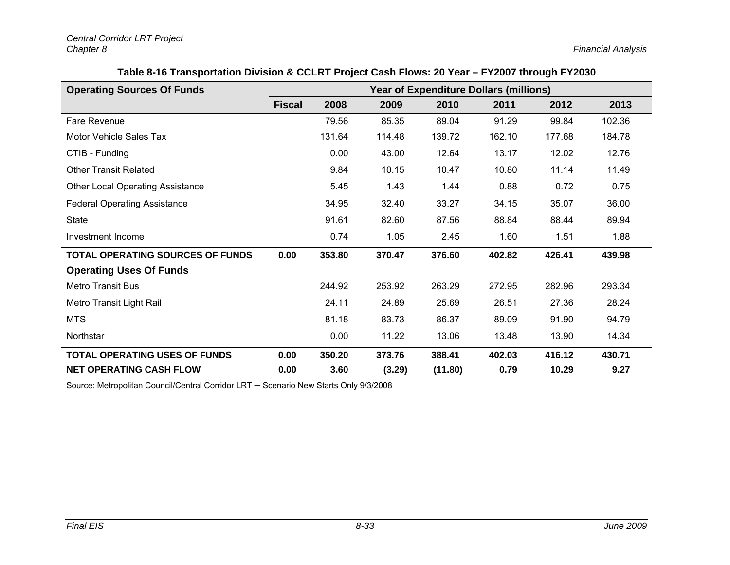**Table 8-16 Transportation Division & CCLRT Project Cash Flows: 20 Year – FY2007 through FY2030**

| Operating Sources Of Funds | Year of Expenditure Dollars (millions) | | | | | | |
|---|---|---|---|---|---|---|---|
| | Fiscal | 2008 | 2009 | 2010 | 2011 | 2012 | 2013 |
| Fare Revenue | | 79.56 | 85.35 | 89.04 | 91.29 | 99.84 | 102.36 |
| Motor Vehicle Sales Tax | | 131.64 | 114.48 | 139.72 | 162.10 | 177.68 | 184.78 |
| CTIB - Funding | | 0.00 | 43.00 | 12.64 | 13.17 | 12.02 | 12.76 |
| Other Transit Related | | 9.84 | 10.15 | 10.47 | 10.80 | 11.14 | 11.49 |
| Other Local Operating Assistance | | 5.45 | 1.43 | 1.44 | 0.88 | 0.72 | 0.75 |
| Federal Operating Assistance | | 34.95 | 32.40 | 33.27 | 34.15 | 35.07 | 36.00 |
| State | | 91.61 | 82.60 | 87.56 | 88.84 | 88.44 | 89.94 |
| Investment Income | | 0.74 | 1.05 | 2.45 | 1.60 | 1.51 | 1.88 |
| **TOTAL OPERATING SOURCES OF FUNDS** | **0.00** | **353.80** | **370.47** | **376.60** | **402.82** | **426.41** | **439.98** |
| **Operating Uses Of Funds** | | | | | | | |
| Metro Transit Bus | | 244.92 | 253.92 | 263.29 | 272.95 | 282.96 | 293.34 |
| Metro Transit Light Rail | | 24.11 | 24.89 | 25.69 | 26.51 | 27.36 | 28.24 |
| MTS | | 81.18 | 83.73 | 86.37 | 89.09 | 91.90 | 94.79 |
| Northstar | | 0.00 | 11.22 | 13.06 | 13.48 | 13.90 | 14.34 |
| **TOTAL OPERATING USES OF FUNDS** | **0.00** | **350.20** | **373.76** | **388.41** | **402.03** | **416.12** | **430.71** |
| **NET OPERATING CASH FLOW** | **0.00** | **3.60** | **(3.29)** | **(11.80)** | **0.79** | **10.29** | **9.27** |

Source: Metropolitan Council/Central Corridor LRT – Scenario New Starts Only 9/3/2008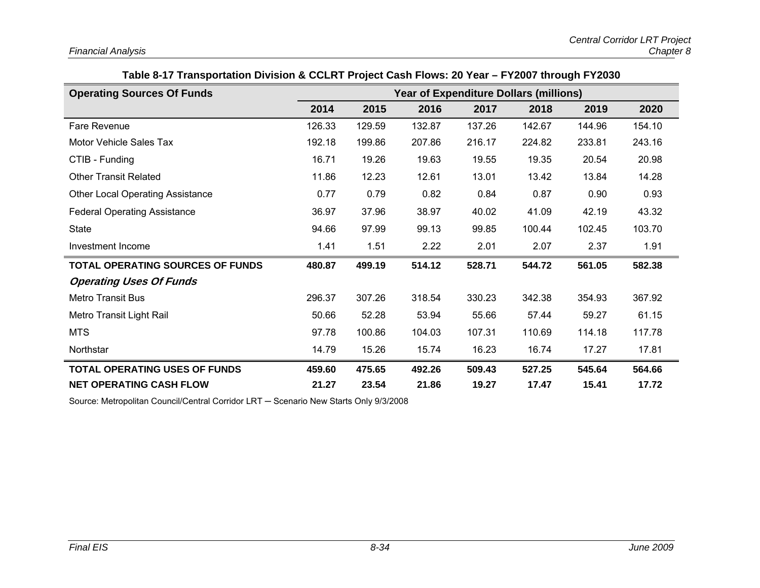**Table 8-17 Transportation Division & CCLRT Project Cash Flows: 20 Year – FY2007 through FY2030**

| Operating Sources Of Funds | Year of Expenditure Dollars (millions) | | | | | | |
|---|---|---|---|---|---|---|---|
| | **2014** | **2015** | **2016** | **2017** | **2018** | **2019** | **2020** |
| Fare Revenue | 126.33 | 129.59 | 132.87 | 137.26 | 142.67 | 144.96 | 154.10 |
| Motor Vehicle Sales Tax | 192.18 | 199.86 | 207.86 | 216.17 | 224.82 | 233.81 | 243.16 |
| CTIB - Funding | 16.71 | 19.26 | 19.63 | 19.55 | 19.35 | 20.54 | 20.98 |
| Other Transit Related | 11.86 | 12.23 | 12.61 | 13.01 | 13.42 | 13.84 | 14.28 |
| Other Local Operating Assistance | 0.77 | 0.79 | 0.82 | 0.84 | 0.87 | 0.90 | 0.93 |
| Federal Operating Assistance | 36.97 | 37.96 | 38.97 | 40.02 | 41.09 | 42.19 | 43.32 |
| State | 94.66 | 97.99 | 99.13 | 99.85 | 100.44 | 102.45 | 103.70 |
| Investment Income | 1.41 | 1.51 | 2.22 | 2.01 | 2.07 | 2.37 | 1.91 |
| **TOTAL OPERATING SOURCES OF FUNDS** | **480.87** | **499.19** | **514.12** | **528.71** | **544.72** | **561.05** | **582.38** |
| ***Operating Uses Of Funds*** | | | | | | | |
| Metro Transit Bus | 296.37 | 307.26 | 318.54 | 330.23 | 342.38 | 354.93 | 367.92 |
| Metro Transit Light Rail | 50.66 | 52.28 | 53.94 | 55.66 | 57.44 | 59.27 | 61.15 |
| MTS | 97.78 | 100.86 | 104.03 | 107.31 | 110.69 | 114.18 | 117.78 |
| Northstar | 14.79 | 15.26 | 15.74 | 16.23 | 16.74 | 17.27 | 17.81 |
| **TOTAL OPERATING USES OF FUNDS** | **459.60** | **475.65** | **492.26** | **509.43** | **527.25** | **545.64** | **564.66** |
| **NET OPERATING CASH FLOW** | **21.27** | **23.54** | **21.86** | **19.27** | **17.47** | **15.41** | **17.72** |

Source: Metropolitan Council/Central Corridor LRT – Scenario New Starts Only 9/3/2008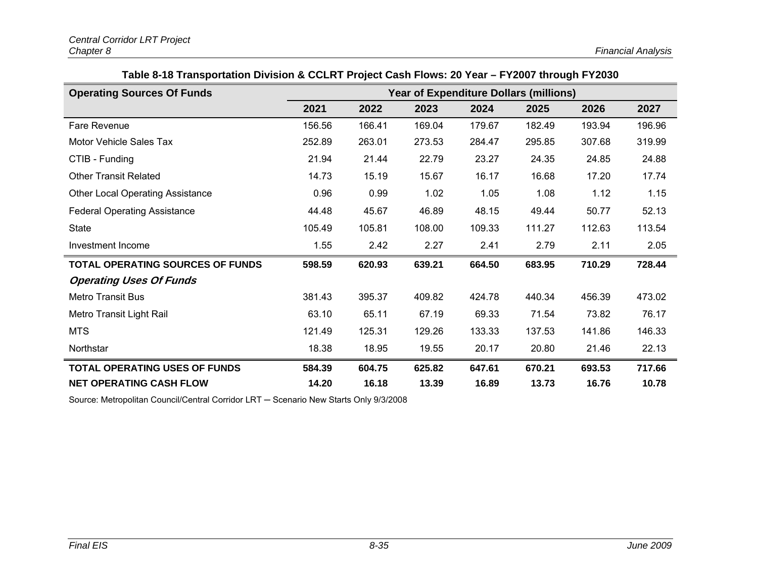**Table 8-18 Transportation Division & CCLRT Project Cash Flows: 20 Year – FY2007 through FY2030**

| Operating Sources Of Funds | Year of Expenditure Dollars (millions) | | | | | | |
|---|---|---|---|---|---|---|---|
| | **2021** | **2022** | **2023** | **2024** | **2025** | **2026** | **2027** |
| Fare Revenue | 156.56 | 166.41 | 169.04 | 179.67 | 182.49 | 193.94 | 196.96 |
| Motor Vehicle Sales Tax | 252.89 | 263.01 | 273.53 | 284.47 | 295.85 | 307.68 | 319.99 |
| CTIB - Funding | 21.94 | 21.44 | 22.79 | 23.27 | 24.35 | 24.85 | 24.88 |
| Other Transit Related | 14.73 | 15.19 | 15.67 | 16.17 | 16.68 | 17.20 | 17.74 |
| Other Local Operating Assistance | 0.96 | 0.99 | 1.02 | 1.05 | 1.08 | 1.12 | 1.15 |
| Federal Operating Assistance | 44.48 | 45.67 | 46.89 | 48.15 | 49.44 | 50.77 | 52.13 |
| State | 105.49 | 105.81 | 108.00 | 109.33 | 111.27 | 112.63 | 113.54 |
| Investment Income | 1.55 | 2.42 | 2.27 | 2.41 | 2.79 | 2.11 | 2.05 |
| **TOTAL OPERATING SOURCES OF FUNDS** | **598.59** | **620.93** | **639.21** | **664.50** | **683.95** | **710.29** | **728.44** |
| ***Operating Uses Of Funds*** | | | | | | | |
| Metro Transit Bus | 381.43 | 395.37 | 409.82 | 424.78 | 440.34 | 456.39 | 473.02 |
| Metro Transit Light Rail | 63.10 | 65.11 | 67.19 | 69.33 | 71.54 | 73.82 | 76.17 |
| MTS | 121.49 | 125.31 | 129.26 | 133.33 | 137.53 | 141.86 | 146.33 |
| Northstar | 18.38 | 18.95 | 19.55 | 20.17 | 20.80 | 21.46 | 22.13 |
| **TOTAL OPERATING USES OF FUNDS** | **584.39** | **604.75** | **625.82** | **647.61** | **670.21** | **693.53** | **717.66** |
| **NET OPERATING CASH FLOW** | **14.20** | **16.18** | **13.39** | **16.89** | **13.73** | **16.76** | **10.78** |

Source: Metropolitan Council/Central Corridor LRT – Scenario New Starts Only 9/3/2008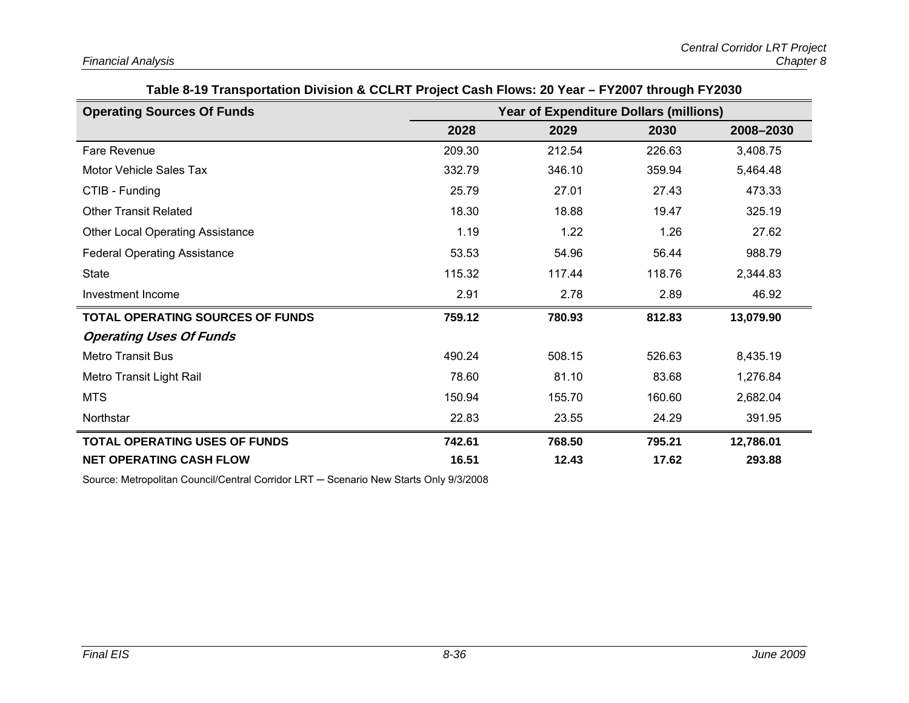**Table 8-19 Transportation Division & CCLRT Project Cash Flows: 20 Year – FY2007 through FY2030**

| Operating Sources Of Funds | Year of Expenditure Dollars (millions) | | | |
|---|---|---|---|---|
| | 2028 | 2029 | 2030 | 2008–2030 |
| Fare Revenue | 209.30 | 212.54 | 226.63 | 3,408.75 |
| Motor Vehicle Sales Tax | 332.79 | 346.10 | 359.94 | 5,464.48 |
| CTIB - Funding | 25.79 | 27.01 | 27.43 | 473.33 |
| Other Transit Related | 18.30 | 18.88 | 19.47 | 325.19 |
| Other Local Operating Assistance | 1.19 | 1.22 | 1.26 | 27.62 |
| Federal Operating Assistance | 53.53 | 54.96 | 56.44 | 988.79 |
| State | 115.32 | 117.44 | 118.76 | 2,344.83 |
| Investment Income | 2.91 | 2.78 | 2.89 | 46.92 |
| **TOTAL OPERATING SOURCES OF FUNDS** | **759.12** | **780.93** | **812.83** | **13,079.90** |
| ***Operating Uses Of Funds*** | | | | |
| Metro Transit Bus | 490.24 | 508.15 | 526.63 | 8,435.19 |
| Metro Transit Light Rail | 78.60 | 81.10 | 83.68 | 1,276.84 |
| MTS | 150.94 | 155.70 | 160.60 | 2,682.04 |
| Northstar | 22.83 | 23.55 | 24.29 | 391.95 |
| **TOTAL OPERATING USES OF FUNDS** | **742.61** | **768.50** | **795.21** | **12,786.01** |
| **NET OPERATING CASH FLOW** | **16.51** | **12.43** | **17.62** | **293.88** |

Source: Metropolitan Council/Central Corridor LRT – Scenario New Starts Only 9/3/2008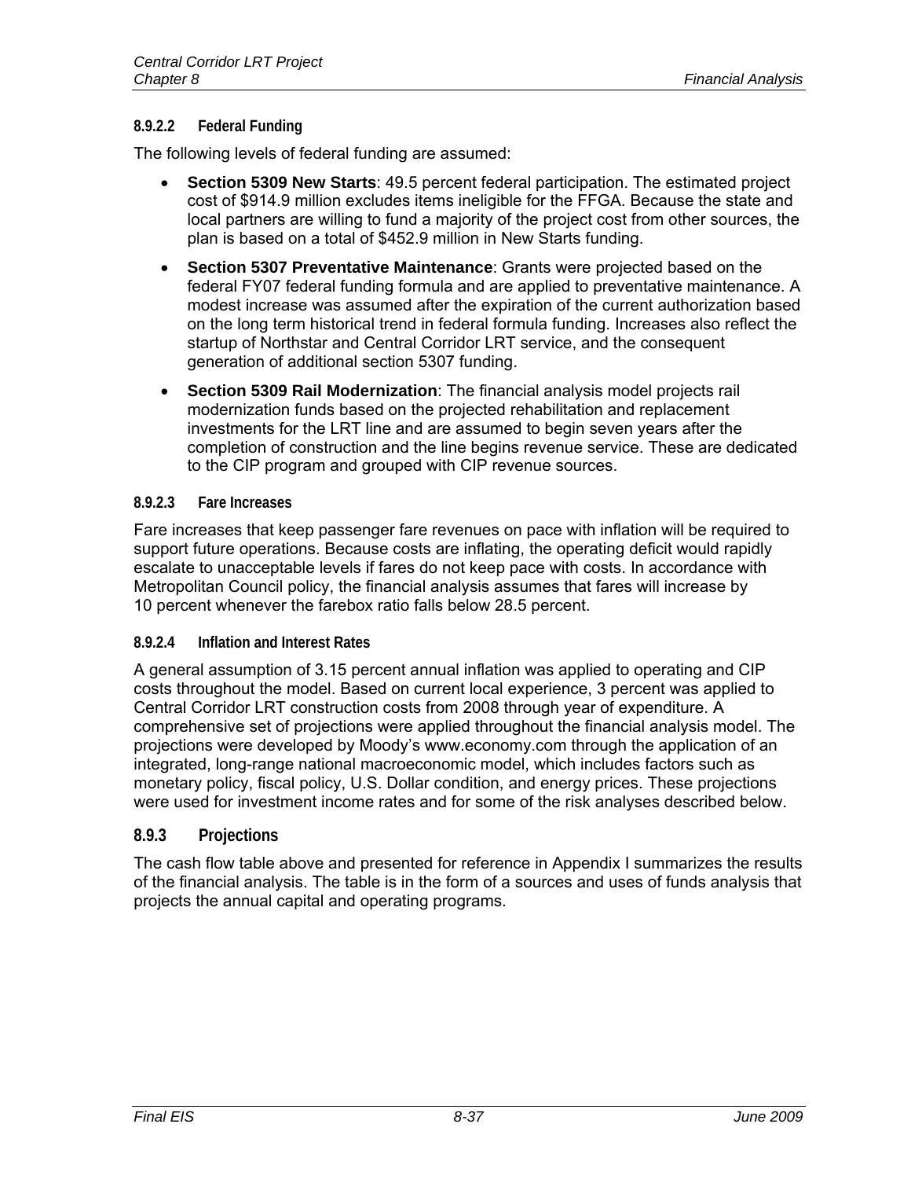#### 8.9.2.2 Federal Funding

The following levels of federal funding are assumed:

- **Section 5309 New Starts**: 49.5 percent federal participation. The estimated project cost of $914.9 million excludes items ineligible for the FFGA. Because the state and local partners are willing to fund a majority of the project cost from other sources, the plan is based on a total of $452.9 million in New Starts funding.
- **Section 5307 Preventative Maintenance**: Grants were projected based on the federal FY07 federal funding formula and are applied to preventative maintenance. A modest increase was assumed after the expiration of the current authorization based on the long term historical trend in federal formula funding. Increases also reflect the startup of Northstar and Central Corridor LRT service, and the consequent generation of additional section 5307 funding.
- **Section 5309 Rail Modernization**: The financial analysis model projects rail modernization funds based on the projected rehabilitation and replacement investments for the LRT line and are assumed to begin seven years after the completion of construction and the line begins revenue service. These are dedicated to the CIP program and grouped with CIP revenue sources.

#### 8.9.2.3 Fare Increases

Fare increases that keep passenger fare revenues on pace with inflation will be required to support future operations. Because costs are inflating, the operating deficit would rapidly escalate to unacceptable levels if fares do not keep pace with costs. In accordance with Metropolitan Council policy, the financial analysis assumes that fares will increase by 10 percent whenever the farebox ratio falls below 28.5 percent.

#### 8.9.2.4 Inflation and Interest Rates

A general assumption of 3.15 percent annual inflation was applied to operating and CIP costs throughout the model. Based on current local experience, 3 percent was applied to Central Corridor LRT construction costs from 2008 through year of expenditure. A comprehensive set of projections were applied throughout the financial analysis model. The projections were developed by Moody's www.economy.com through the application of an integrated, long-range national macroeconomic model, which includes factors such as monetary policy, fiscal policy, U.S. Dollar condition, and energy prices. These projections were used for investment income rates and for some of the risk analyses described below.

### 8.9.3 Projections

The cash flow table above and presented for reference in Appendix I summarizes the results of the financial analysis. The table is in the form of a sources and uses of funds analysis that projects the annual capital and operating programs.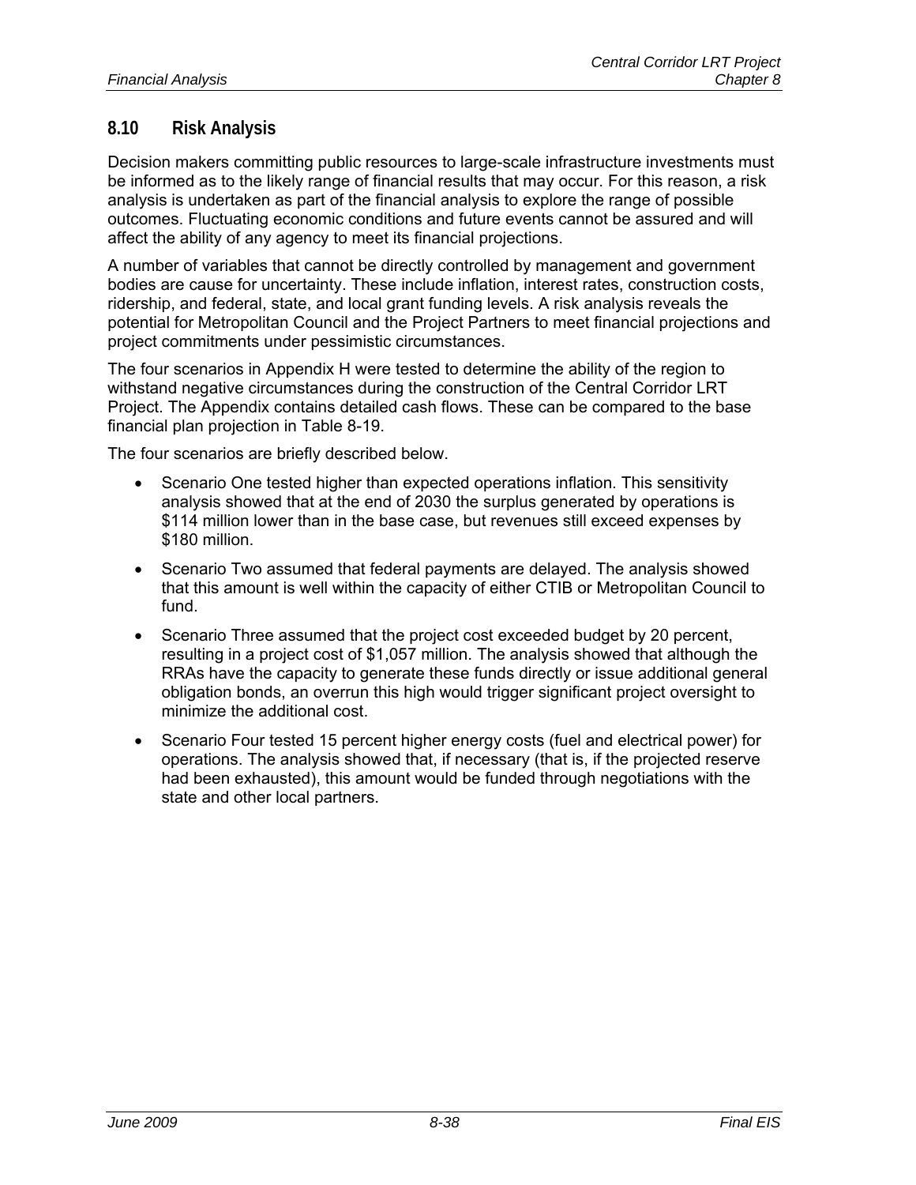## 8.10 Risk Analysis

Decision makers committing public resources to large-scale infrastructure investments must be informed as to the likely range of financial results that may occur. For this reason, a risk analysis is undertaken as part of the financial analysis to explore the range of possible outcomes. Fluctuating economic conditions and future events cannot be assured and will affect the ability of any agency to meet its financial projections.

A number of variables that cannot be directly controlled by management and government bodies are cause for uncertainty. These include inflation, interest rates, construction costs, ridership, and federal, state, and local grant funding levels. A risk analysis reveals the potential for Metropolitan Council and the Project Partners to meet financial projections and project commitments under pessimistic circumstances.

The four scenarios in Appendix H were tested to determine the ability of the region to withstand negative circumstances during the construction of the Central Corridor LRT Project. The Appendix contains detailed cash flows. These can be compared to the base financial plan projection in Table 8-19.

The four scenarios are briefly described below.

- Scenario One tested higher than expected operations inflation. This sensitivity analysis showed that at the end of 2030 the surplus generated by operations is \$114 million lower than in the base case, but revenues still exceed expenses by \$180 million.
- Scenario Two assumed that federal payments are delayed. The analysis showed that this amount is well within the capacity of either CTIB or Metropolitan Council to fund.
- Scenario Three assumed that the project cost exceeded budget by 20 percent, resulting in a project cost of \$1,057 million. The analysis showed that although the RRAs have the capacity to generate these funds directly or issue additional general obligation bonds, an overrun this high would trigger significant project oversight to minimize the additional cost.
- Scenario Four tested 15 percent higher energy costs (fuel and electrical power) for operations. The analysis showed that, if necessary (that is, if the projected reserve had been exhausted), this amount would be funded through negotiations with the state and other local partners.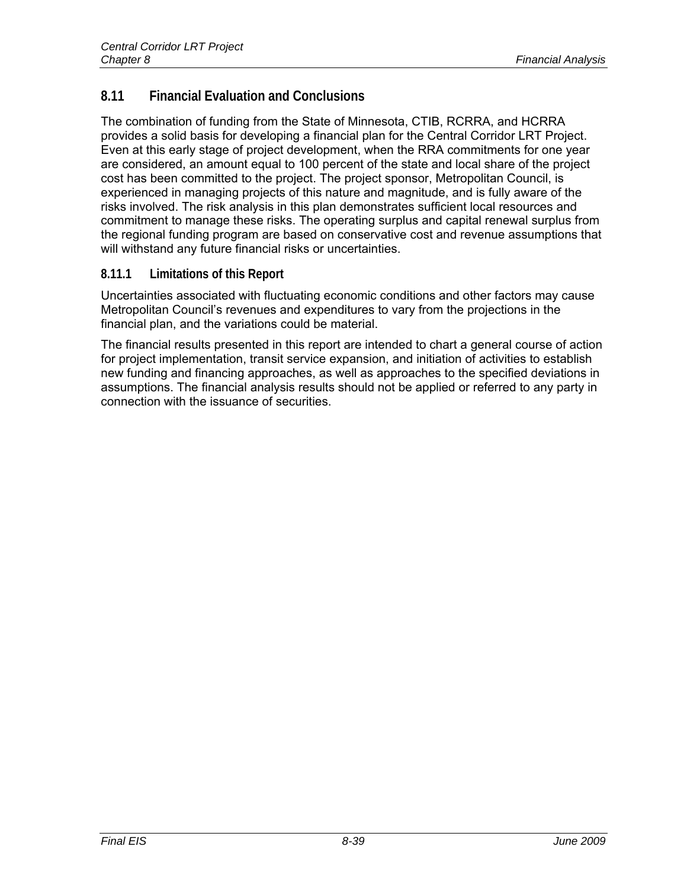## 8.11 Financial Evaluation and Conclusions

The combination of funding from the State of Minnesota, CTIB, RCRRA, and HCRRA provides a solid basis for developing a financial plan for the Central Corridor LRT Project. Even at this early stage of project development, when the RRA commitments for one year are considered, an amount equal to 100 percent of the state and local share of the project cost has been committed to the project. The project sponsor, Metropolitan Council, is experienced in managing projects of this nature and magnitude, and is fully aware of the risks involved. The risk analysis in this plan demonstrates sufficient local resources and commitment to manage these risks. The operating surplus and capital renewal surplus from the regional funding program are based on conservative cost and revenue assumptions that will withstand any future financial risks or uncertainties.

### 8.11.1 Limitations of this Report

Uncertainties associated with fluctuating economic conditions and other factors may cause Metropolitan Council's revenues and expenditures to vary from the projections in the financial plan, and the variations could be material.

The financial results presented in this report are intended to chart a general course of action for project implementation, transit service expansion, and initiation of activities to establish new funding and financing approaches, as well as approaches to the specified deviations in assumptions. The financial analysis results should not be applied or referred to any party in connection with the issuance of securities.